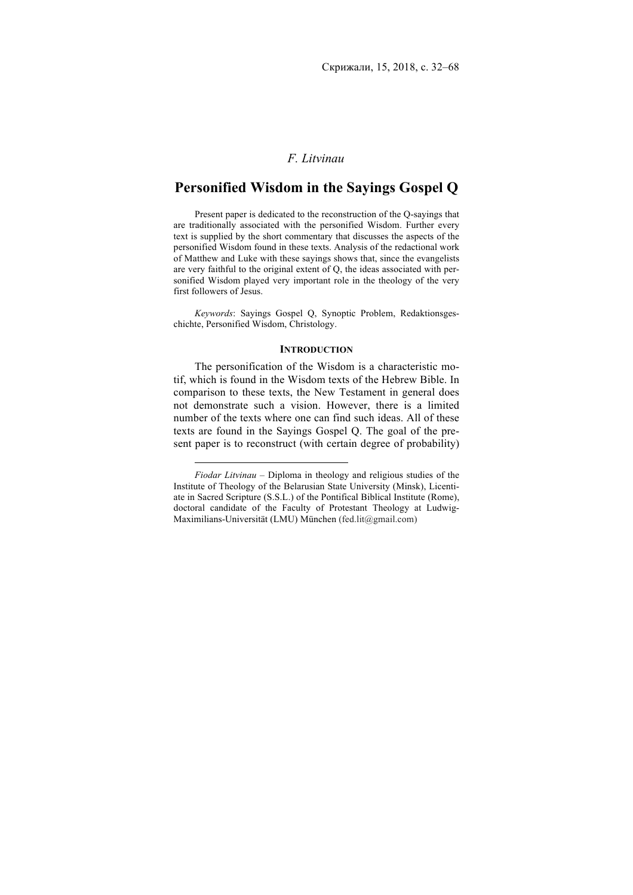*F. Litvinau*

# Personified Wisdom in the Sayings Gospel Q

Present paper is dedicated to the reconstruction of the Q-sayings that are traditionally associated with the personified Wisdom. Further every text is supplied by the short commentary that discusses the aspects of the personified Wisdom found in these texts. Analysis of the redactional work of Matthew and Luke with these sayings shows that, since the evangelists are very faithful to the original extent of Q, the ideas associated with personified Wisdom played very important role in the theology of the very first followers of Jesus.

*Keywords*: Sayings Gospel Q, Synoptic Problem, Redaktionsgeschichte, Personified Wisdom, Christology.

## INTRODUCTION

The personification of the Wisdom is a characteristic motif, which is found in the Wisdom texts of the Hebrew Bible. In comparison to these texts, the New Testament in general does not demonstrate such a vision. However, there is a limited number of the texts where one can find such ideas. All of these texts are found in the Sayings Gospel Q. The goal of the present paper is to reconstruct (with certain degree of probability)

---

*Fiodar Litvinau* – Diploma in theology and religious studies of the Institute of Theology of the Belarusian State University (Minsk), Licentiate in Sacred Scripture (S.S.L.) of the Pontifical Biblical Institute (Rome), doctoral candidate of the Faculty of Protestant Theology at Ludwig-Maximilians-Universität (LMU) München (fed.lit@gmail.com)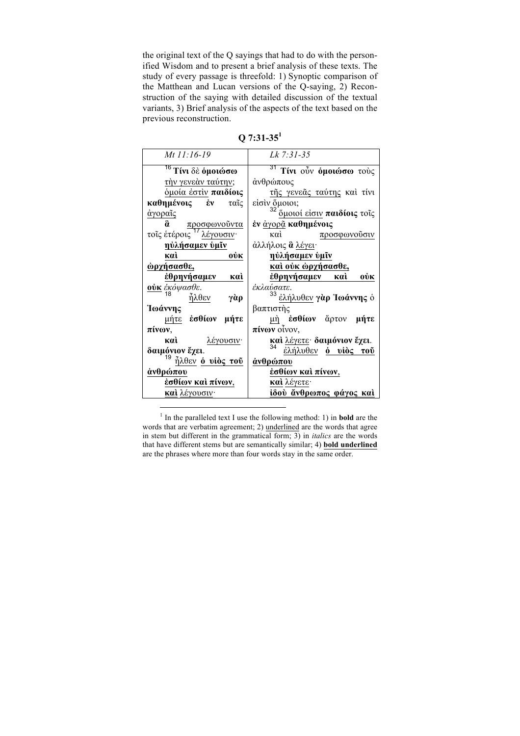the original text of the Q sayings that had to do with the personified Wisdom and to present a brief analysis of these texts. The study of every passage is threefold: 1) Synoptic comparison of the Matthean and Lucan versions of the Q-saying, 2) Reconstruction of the saying with detailed discussion of the textual variants, 3) Brief analysis of the aspects of the text based on the previous reconstruction.

## Q 7:31-35[1]

| *Mt 11:16-19* | *Lk 7:31-35* |
|---|---|
| 16 **Τίνι** δὲ **ὁμοιώσω** <u>τὴν γενεὰν ταύτην</u>; <u>ὁμοία ἐστὶν</u> **παιδίοις καθημένοις ἐν** ταῖς <u>ἀγοραῖς</u> **ἃ** <u>προσφωνοῦντα</u> τοῖς ἑτέροις 17 <u>λέγουσιν</u>· **<u>ηὐλήσαμεν ὑμῖν καὶ οὐκ ὠρχήσασθε, ἐθρηνήσαμεν καὶ οὐκ</u>** *ἐκόψασθε*. 18 <u>ἦλθεν</u> **γὰρ Ἰωάννης** <u>μήτε</u> **ἐσθίων μήτε πίνων**, **καὶ** <u>λέγουσιν</u>· **δαιμόνιον ἔχει**. 19 <u>ἦλθεν</u> **<u>ὁ υἱὸς τοῦ ἀνθρώπου ἐσθίων καὶ πίνων</u>**, **<u>καὶ</u>** <u>λέγουσιν</u>· | 31 **Τίνι** οὖν **ὁμοιώσω** τοὺς ἀνθρώπους <u>τῆς γενεᾶς ταύτης</u> καὶ τίνι εἰσὶν ὅμοιοι; 32 <u>ὅμοιοί εἰσιν</u> **παιδίοις** τοῖς **ἐν** <u>ἀγορᾷ</u> **καθημένοις** καὶ <u>προσφωνοῦσιν</u> ἀλλήλοις **ἃ** <u>λέγει</u>· **<u>ηὐλήσαμεν ὑμῖν καὶ οὐκ ὠρχήσασθε, ἐθρηνήσαμεν καὶ οὐκ</u>** *ἐκλαύσατε*. 33 <u>ἐλήλυθεν</u> **γὰρ Ἰωάννης** ὁ βαπτιστὴς <u>μὴ</u> **ἐσθίων** ἄρτον **μήτε πίνων** οἶνον, **καὶ** <u>λέγετε</u>· **δαιμόνιον ἔχει**. 34 <u>ἐλήλυθεν</u> **<u>ὁ υἱὸς τοῦ ἀνθρώπου ἐσθίων καὶ πίνων</u>**, **<u>καὶ</u>** <u>λέγετε</u>· **<u>ἰδοὺ ἄνθρωπος φάγος καὶ</u>** |

[1] In the paralleled text I use the following method: 1) in **bold** are the words that are verbatim agreement; 2) <u>underlined</u> are the words that agree in stem but different in the grammatical form; 3) in *italics* are the words that have different stems but are semantically similar; 4) **<u>bold underlined</u>** are the phrases where more than four words stay in the same order.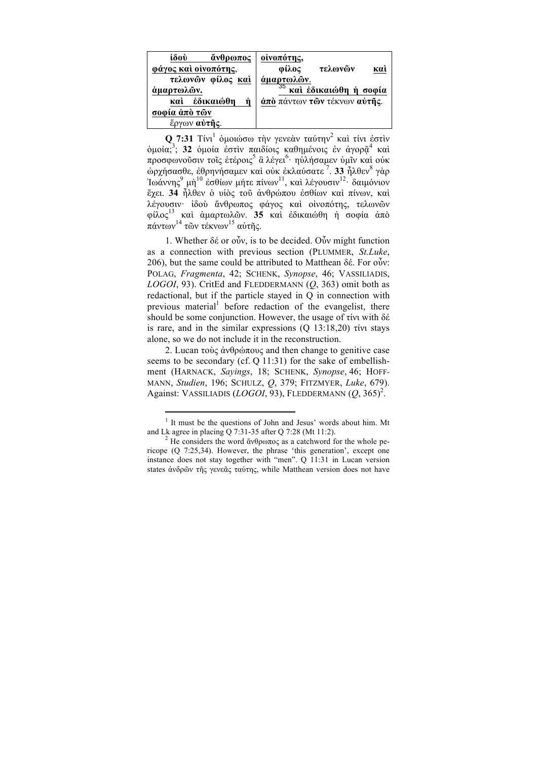| **ἰδοὺ ἄνθρωπος φάγος καὶ οἰνοπότης**, **τελωνῶν φίλος καὶ ἁμαρτωλῶν.** **καὶ ἐδικαιώθη ἡ σοφία ἀπὸ τῶν** ἔργων **αὐτῆς**. | **οἰνοπότης**, **φίλος τελωνῶν καὶ ἁμαρτωλῶν**. [35] **καὶ ἐδικαιώθη ἡ σοφία ἀπὸ** πάντων **τῶν** τέκνων **αὐτῆς**. |
|---|---|

**Q 7:31** Τίνι[1] ὁμοιώσω τὴν γενεὰν ταύτην[2] καὶ τίνι ἐστὶν ὁμοία;[3]; **32** ὁμοία ἐστὶν παιδίοις καθημένοις ἐν ἀγορᾷ[4] καὶ προσφωνοῦσιν τοῖς ἑτέροις[5] ἃ λέγει[6]· ηὐλήσαμεν ὑμῖν καὶ οὐκ ὠρχήσασθε, ἐθρηνήσαμεν καὶ οὐκ ἐκλαύσατε [7]. **33** ἦλθεν[8] γὰρ Ἰωάννης[9] μὴ[10] ἐσθίων μήτε πίνων[11], καὶ λέγουσιν[12]· δαιμόνιον ἔχει. **34** ἦλθεν ὁ υἱὸς τοῦ ἀνθρώπου ἐσθίων καὶ πίνων, καὶ λέγουσιν· ἰδοὺ ἄνθρωπος φάγος καὶ οἰνοπότης, τελωνῶν φίλος[13] καὶ ἁμαρτωλῶν. **35** καὶ ἐδικαιώθη ἡ σοφία ἀπὸ πάντων[14] τῶν τέκνων[15] αὐτῆς.

1. Whether δέ or οὖν, is to be decided. Οὖν might function as a connection with previous section (PLUMMER, *St.Luke*, 206), but the same could be attributed to Matthean δέ. For οὖν: POLAG, *Fragmenta*, 42; SCHENK, *Synopse*, 46; VASSILIADIS, *LOGOI*, 93). CritEd and FLEDDERMANN (*Q*, 363) omit both as redactional, but if the particle stayed in Q in connection with previous material[1] before redaction of the evangelist, there should be some conjunction. However, the usage of τίνι with δέ is rare, and in the similar expressions (Q 13:18,20) τίνι stays alone, so we do not include it in the reconstruction.

2. Lucan τοὺς ἀνθρώπους and then change to genitive case seems to be secondary (cf. Q 11:31) for the sake of embellishment (HARNACK, *Sayings*, 18; SCHENK, *Synopse*, 46; HOFFMANN, *Studien*, 196; SCHULZ, *Q*, 379; FITZMYER, *Luke*, 679). Against: VASSILIADIS (*LOGOI*, 93), FLEDDERMANN (*Q*, 365)[2].

---

[1] It must be the questions of John and Jesus' words about him. Mt and Lk agree in placing Q 7:31-35 after Q 7:28 (Mt 11:2).

[2] He considers the word ἄνθρωπος as a catchword for the whole pericope (Q 7:25,34). However, the phrase 'this generation', except one instance does not stay together with "men". Q 11:31 in Lucan version states ἀνδρῶν τῆς γενεᾶς ταύτης, while Matthean version does not have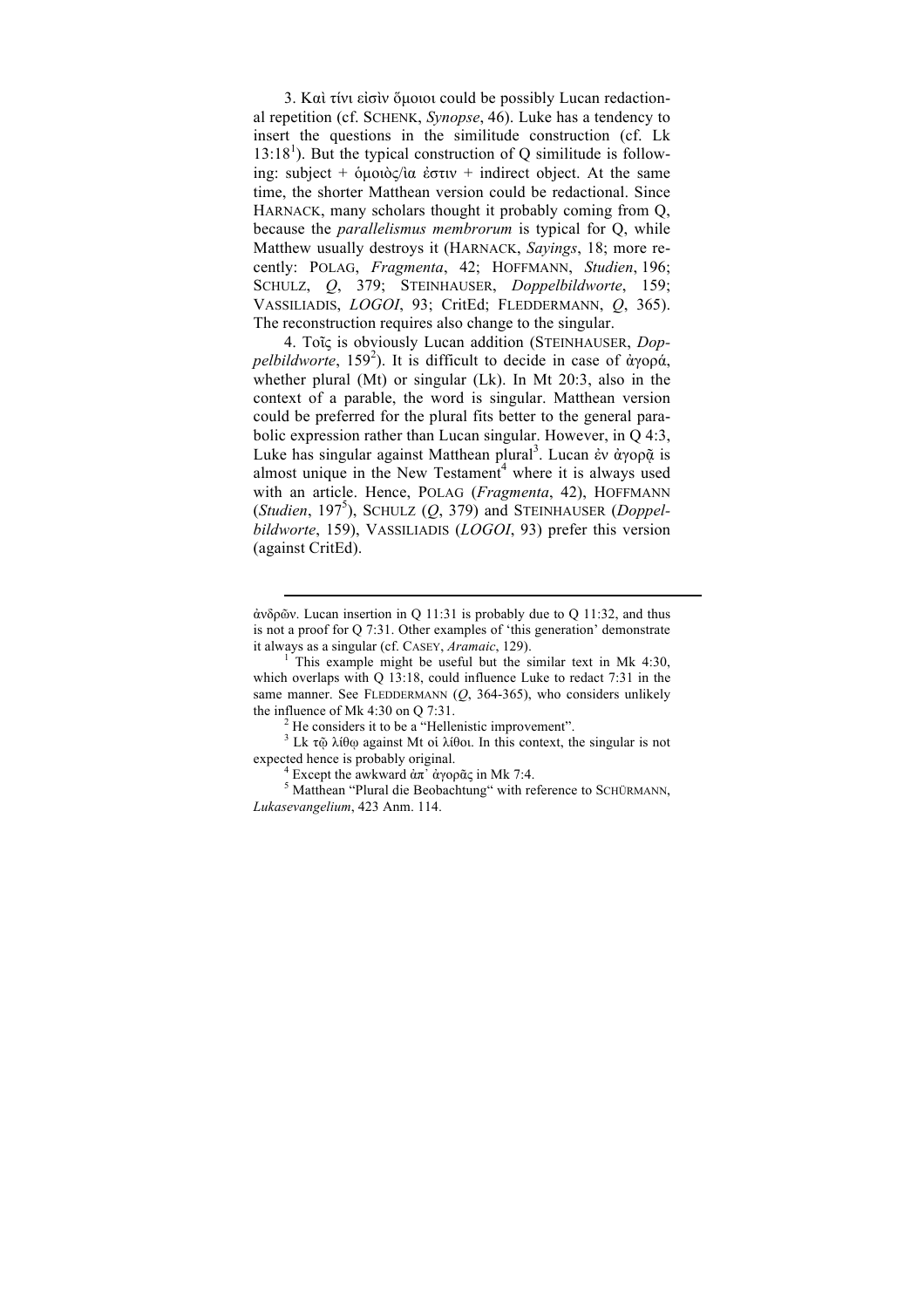3. Καὶ τίνι εἰσὶν ὅμοιοι could be possibly Lucan redactional repetition (cf. SCHENK, *Synopse*, 46). Luke has a tendency to insert the questions in the similitude construction (cf. Lk 13:18[1]). But the typical construction of Q similitude is following: subject + ὁμοιὸς/ία ἐστιν + indirect object. At the same time, the shorter Matthean version could be redactional. Since HARNACK, many scholars thought it probably coming from Q, because the *parallelismus membrorum* is typical for Q, while Matthew usually destroys it (HARNACK, *Sayings*, 18; more recently: POLAG, *Fragmenta*, 42; HOFFMANN, *Studien*, 196; SCHULZ, *Q*, 379; STEINHAUSER, *Doppelbildworte*, 159; VASSILIADIS, *LOGOI*, 93; CritEd; FLEDDERMANN, *Q*, 365). The reconstruction requires also change to the singular.

4. Τοῖς is obviously Lucan addition (STEINHAUSER, *Doppelbildworte*, 159[2]). It is difficult to decide in case of ἀγορά, whether plural (Mt) or singular (Lk). In Mt 20:3, also in the context of a parable, the word is singular. Matthean version could be preferred for the plural fits better to the general parabolic expression rather than Lucan singular. However, in Q 4:3, Luke has singular against Matthean plural[3]. Lucan ἐν ἀγορᾷ is almost unique in the New Testament[4] where it is always used with an article. Hence, POLAG (*Fragmenta*, 42), HOFFMANN (*Studien*, 197[5]), SCHULZ (*Q*, 379) and STEINHAUSER (*Doppelbildworte*, 159), VASSILIADIS (*LOGOI*, 93) prefer this version (against CritEd).

---

ἀνδρῶν. Lucan insertion in Q 11:31 is probably due to Q 11:32, and thus is not a proof for Q 7:31. Other examples of 'this generation' demonstrate it always as a singular (cf. CASEY, *Aramaic*, 129).

[1] This example might be useful but the similar text in Mk 4:30, which overlaps with Q 13:18, could influence Luke to redact 7:31 in the same manner. See FLEDDERMANN (*Q*, 364-365), who considers unlikely the influence of Mk 4:30 on Q 7:31.

[2] He considers it to be a "Hellenistic improvement".

[3] Lk τῷ λίθῳ against Mt οἱ λίθοι. In this context, the singular is not expected hence is probably original.

[4] Except the awkward ἀπ᾽ ἀγορᾶς in Mk 7:4.

[5] Matthean "Plural die Beobachtung" with reference to SCHÜRMANN, *Lukasevangelium*, 423 Anm. 114.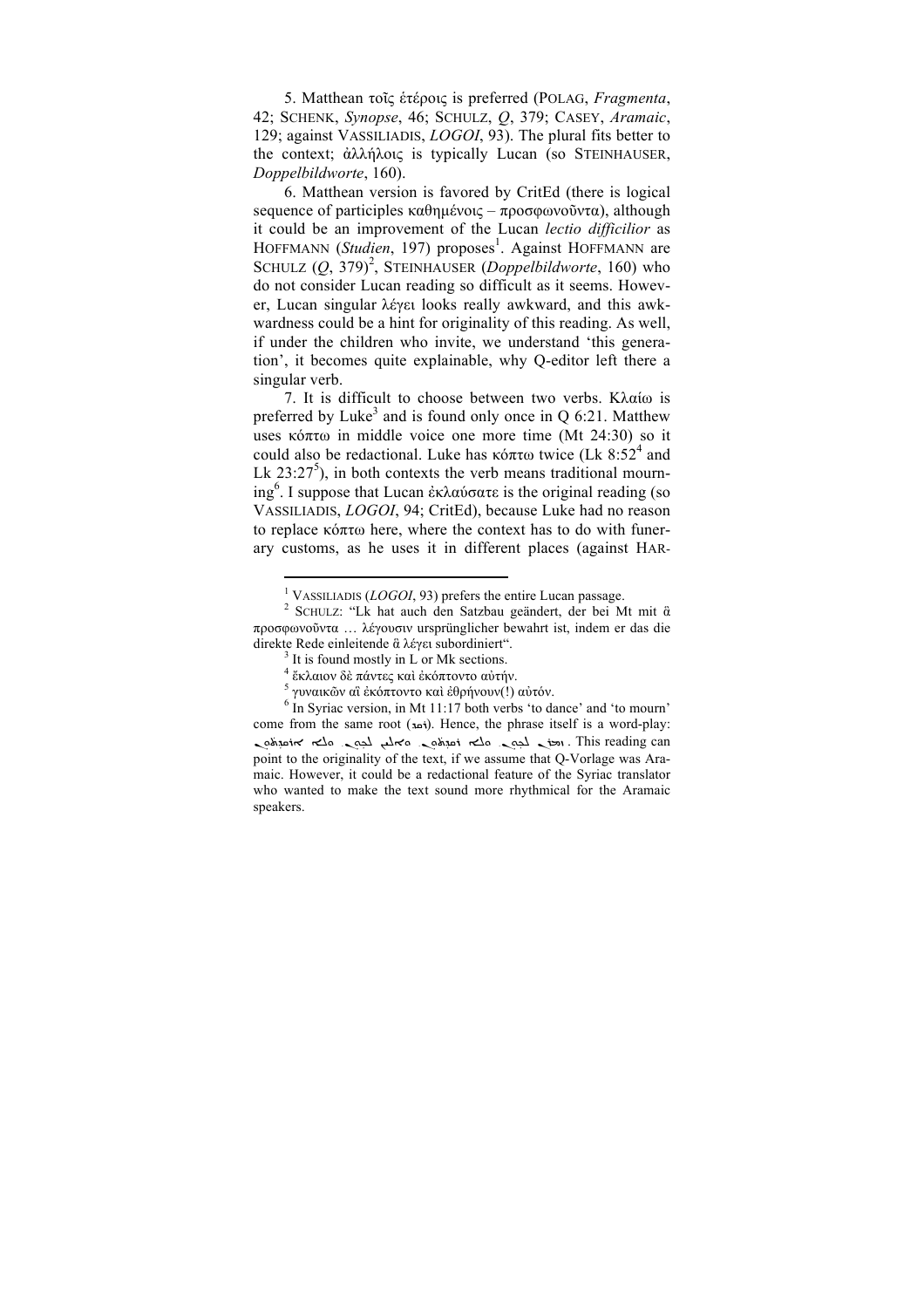5. Matthean τοῖς ἑτέροις is preferred (POLAG, *Fragmenta*, 42; SCHENK, *Synopse*, 46; SCHULZ, *Q*, 379; CASEY, *Aramaic*, 129; against VASSILIADIS, *LOGOI*, 93). The plural fits better to the context; ἀλλήλοις is typically Lucan (so STEINHAUSER, *Doppelbildworte*, 160).

6. Matthean version is favored by CritEd (there is logical sequence of participles καθημένοις – προσφωνοῦντα), although it could be an improvement of the Lucan *lectio difficilior* as HOFFMANN (*Studien*, 197) proposes[1]. Against HOFFMANN are SCHULZ (*Q*, 379)[2], STEINHAUSER (*Doppelbildworte*, 160) who do not consider Lucan reading so difficult as it seems. However, Lucan singular λέγει looks really awkward, and this awkwardness could be a hint for originality of this reading. As well, if under the children who invite, we understand 'this generation', it becomes quite explainable, why Q-editor left there a singular verb.

7. It is difficult to choose between two verbs. Κλαίω is preferred by Luke[3] and is found only once in Q 6:21. Matthew uses κόπτω in middle voice one more time (Mt 24:30) so it could also be redactional. Luke has κόπτω twice (Lk 8:52[4] and Lk 23:27[5]), in both contexts the verb means traditional mourning[6]. I suppose that Lucan ἐκλαύσατε is the original reading (so VASSILIADIS, *LOGOI*, 94; CritEd), because Luke had no reason to replace κόπτω here, where the context has to do with funerary customs, as he uses it in different places (against HAR-

---

[1] VASSILIADIS (*LOGOI*, 93) prefers the entire Lucan passage.

[2] SCHULZ: "Lk hat auch den Satzbau geändert, der bei Mt mit ἃ προσφωνοῦντα … λέγουσιν ursprünglicher bewahrt ist, indem er das die direkte Rede einleitende ἃ λέγει subordiniert".

[3] It is found mostly in L or Mk sections.

[4] ἔκλαιον δὲ πάντες καὶ ἐκόπτοντο αὐτήν.

[5] γυναικῶν αἳ ἐκόπτοντο καὶ ἐθρήνουν(!) αὐτόν.

[6] In Syriac version, in Mt 11:17 both verbs 'to dance' and 'to mourn' come from the same root (ܪܩܕ). Hence, the phrase itself is a word-play: ܙܡܪܢ ܠܟܘܢ ܘܠܐ ܪܩܕܬܘܢ ܐܠܝܢ ܠܟܘܢ ܘܠܐ ܐܪܩܕܬܘܢ. This reading can point to the originality of the text, if we assume that Q-Vorlage was Aramaic. However, it could be a redactional feature of the Syriac translator who wanted to make the text sound more rhythmical for the Aramaic speakers.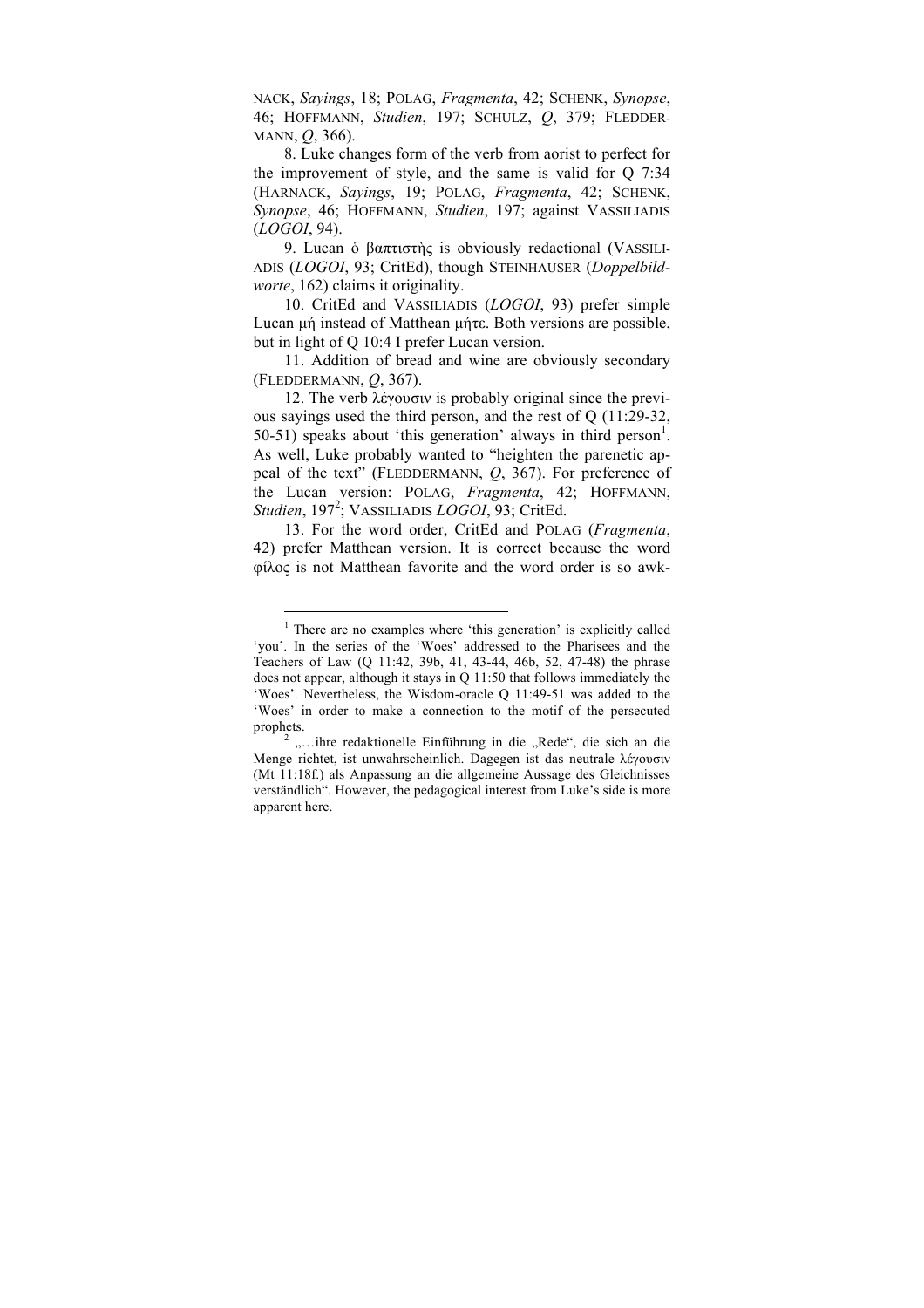NACK, *Sayings*, 18; POLAG, *Fragmenta*, 42; SCHENK, *Synopse*, 46; HOFFMANN, *Studien*, 197; SCHULZ, *Q*, 379; FLEDDERMANN, *Q*, 366).

8. Luke changes form of the verb from aorist to perfect for the improvement of style, and the same is valid for Q 7:34 (HARNACK, *Sayings*, 19; POLAG, *Fragmenta*, 42; SCHENK, *Synopse*, 46; HOFFMANN, *Studien*, 197; against VASSILIADIS (*LOGOI*, 94).

9. Lucan ὁ βαπτιστὴς is obviously redactional (VASSILIADIS (*LOGOI*, 93; CritEd), though STEINHAUSER (*Doppelbildworte*, 162) claims it originality.

10. CritEd and VASSILIADIS (*LOGOI*, 93) prefer simple Lucan μή instead of Matthean μήτε. Both versions are possible, but in light of Q 10:4 I prefer Lucan version.

11. Addition of bread and wine are obviously secondary (FLEDDERMANN, *Q*, 367).

12. The verb λέγουσιν is probably original since the previous sayings used the third person, and the rest of Q (11:29-32, 50-51) speaks about 'this generation' always in third person[1]. As well, Luke probably wanted to "heighten the parenetic appeal of the text" (FLEDDERMANN, *Q*, 367). For preference of the Lucan version: POLAG, *Fragmenta*, 42; HOFFMANN, *Studien*, 197[2]; VASSILIADIS *LOGOI*, 93; CritEd.

13. For the word order, CritEd and POLAG (*Fragmenta*, 42) prefer Matthean version. It is correct because the word φίλος is not Matthean favorite and the word order is so awk-

---

[1] There are no examples where 'this generation' is explicitly called 'you'. In the series of the 'Woes' addressed to the Pharisees and the Teachers of Law (Q 11:42, 39b, 41, 43-44, 46b, 52, 47-48) the phrase does not appear, although it stays in Q 11:50 that follows immediately the 'Woes'. Nevertheless, the Wisdom-oracle Q 11:49-51 was added to the 'Woes' in order to make a connection to the motif of the persecuted prophets.

[2] „…ihre redaktionelle Einführung in die „Rede", die sich an die Menge richtet, ist unwahrscheinlich. Dagegen ist das neutrale λέγουσιν (Mt 11:18f.) als Anpassung an die allgemeine Aussage des Gleichnisses verständlich". However, the pedagogical interest from Luke's side is more apparent here.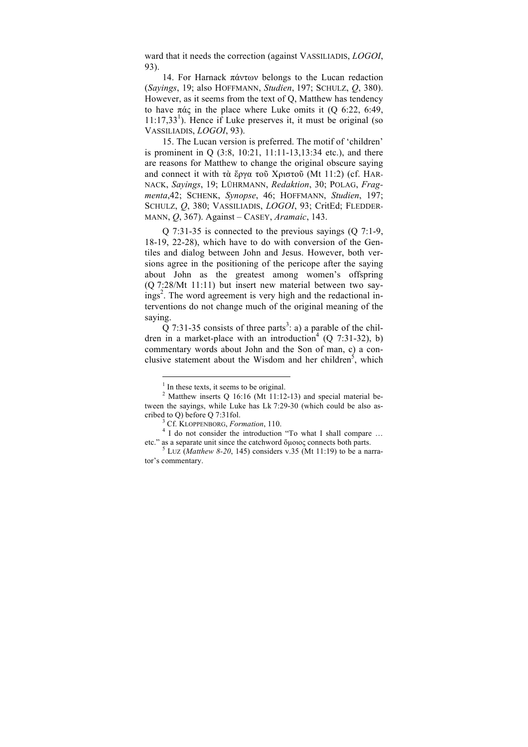ward that it needs the correction (against VASSILIADIS, *LOGOI*, 93).

14. For Harnack πάντων belongs to the Lucan redaction (*Sayings*, 19; also HOFFMANN, *Studien*, 197; SCHULZ, *Q*, 380). However, as it seems from the text of Q, Matthew has tendency to have πάς in the place where Luke omits it (Q 6:22, 6:49, 11:17,33[1]). Hence if Luke preserves it, it must be original (so VASSILIADIS, *LOGOI*, 93).

15. The Lucan version is preferred. The motif of 'children' is prominent in Q (3:8, 10:21, 11:11-13,13:34 etc.), and there are reasons for Matthew to change the original obscure saying and connect it with τὰ ἔργα τοῦ Χριστοῦ (Mt 11:2) (cf. HARNACK, *Sayings*, 19; LÜHRMANN, *Redaktion*, 30; POLAG, *Fragmenta*,42; SCHENK, *Synopse*, 46; HOFFMANN, *Studien*, 197; SCHULZ, *Q*, 380; VASSILIADIS, *LOGOI*, 93; CritEd; FLEDDERMANN, *Q*, 367). Against – CASEY, *Aramaic*, 143.

Q 7:31-35 is connected to the previous sayings (Q 7:1-9, 18-19, 22-28), which have to do with conversion of the Gentiles and dialog between John and Jesus. However, both versions agree in the positioning of the pericope after the saying about John as the greatest among women's offspring (Q 7:28/Mt 11:11) but insert new material between two sayings[2]. The word agreement is very high and the redactional interventions do not change much of the original meaning of the saying.

Q 7:31-35 consists of three parts[3]: a) a parable of the children in a market-place with an introduction[4] (Q 7:31-32), b) commentary words about John and the Son of man, c) a conclusive statement about the Wisdom and her children[5], which

---

[1] In these texts, it seems to be original.

[2] Matthew inserts Q 16:16 (Mt 11:12-13) and special material between the sayings, while Luke has Lk 7:29-30 (which could be also ascribed to Q) before Q 7:31fol.

[3] Cf. KLOPPENBORG, *Formation*, 110.

[4] I do not consider the introduction "To what I shall compare … etc." as a separate unit since the catchword ὅμοιος connects both parts.

[5] LUZ (*Matthew 8-20*, 145) considers v.35 (Mt 11:19) to be a narrator's commentary.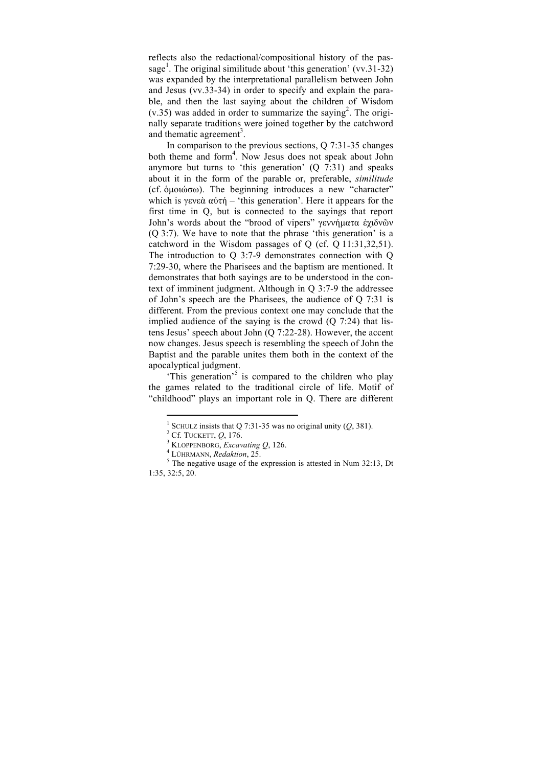reflects also the redactional/compositional history of the passage[1]. The original similitude about 'this generation' (vv.31-32) was expanded by the interpretational parallelism between John and Jesus (vv.33-34) in order to specify and explain the parable, and then the last saying about the children of Wisdom (v.35) was added in order to summarize the saying[2]. The originally separate traditions were joined together by the catchword and thematic agreement[3].

In comparison to the previous sections, Q 7:31-35 changes both theme and form[4]. Now Jesus does not speak about John anymore but turns to 'this generation' (Q 7:31) and speaks about it in the form of the parable or, preferable, *similitude* (cf. ὁμοιώσω). The beginning introduces a new "character" which is γενεὰ αὐτή – 'this generation'. Here it appears for the first time in Q, but is connected to the sayings that report John's words about the "brood of vipers" γεννήματα ἐχιδνῶν (Q 3:7). We have to note that the phrase 'this generation' is a catchword in the Wisdom passages of Q (cf. Q 11:31,32,51). The introduction to Q 3:7-9 demonstrates connection with Q 7:29-30, where the Pharisees and the baptism are mentioned. It demonstrates that both sayings are to be understood in the context of imminent judgment. Although in Q 3:7-9 the addressee of John's speech are the Pharisees, the audience of Q 7:31 is different. From the previous context one may conclude that the implied audience of the saying is the crowd (Q 7:24) that listens Jesus' speech about John (Q 7:22-28). However, the accent now changes. Jesus speech is resembling the speech of John the Baptist and the parable unites them both in the context of the apocalyptical judgment.

'This generation'[5] is compared to the children who play the games related to the traditional circle of life. Motif of "childhood" plays an important role in Q. There are different

---

[1] SCHULZ insists that Q 7:31-35 was no original unity (*Q*, 381).

[2] Cf. TUCKETT, *Q*, 176.

[3] KLOPPENBORG, *Excavating Q*, 126.

[4] LÜHRMANN, *Redaktion*, 25.

[5] The negative usage of the expression is attested in Num 32:13, Dt 1:35, 32:5, 20.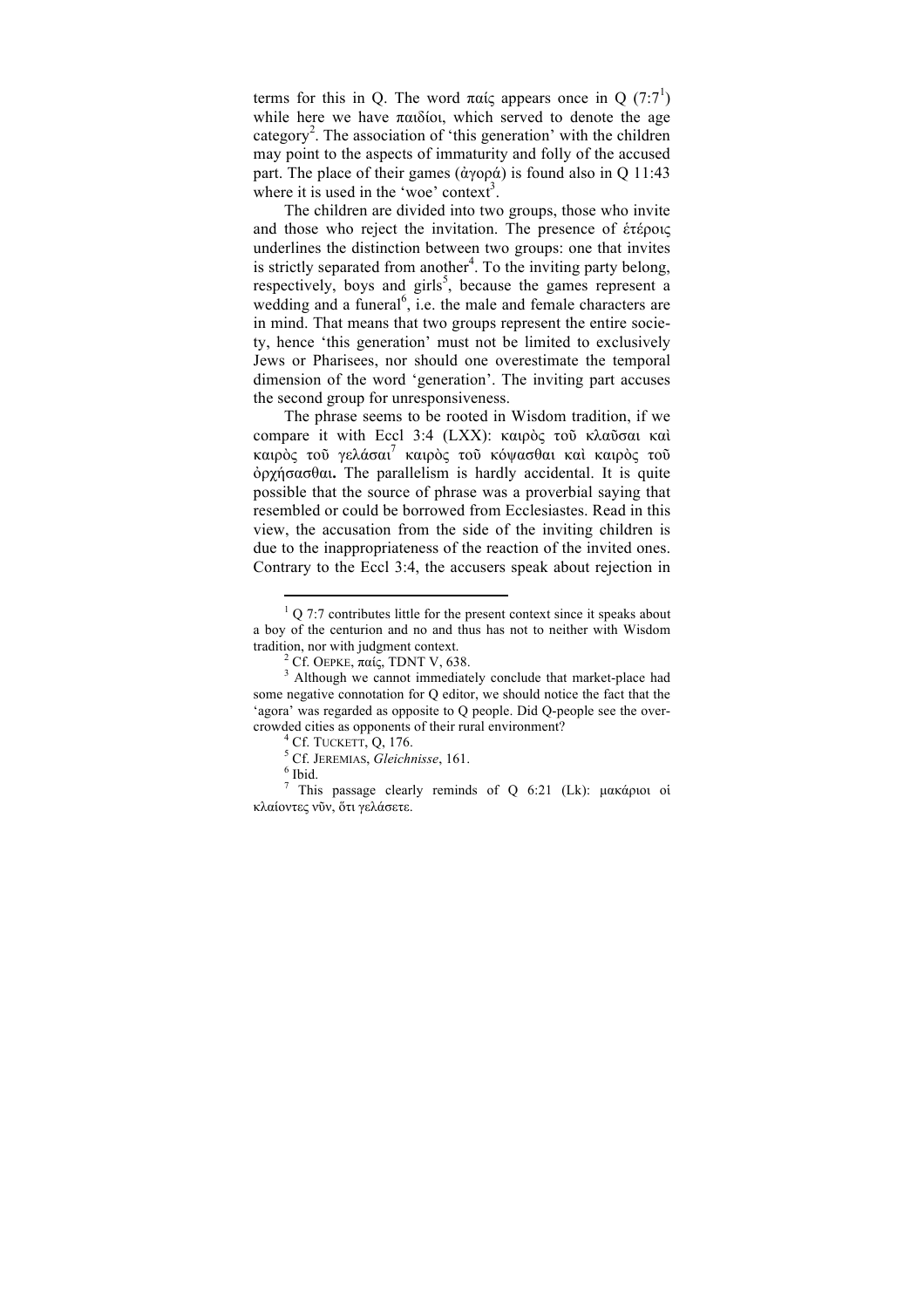terms for this in Q. The word παίς appears once in Q (7:7[1]) while here we have παιδίοι, which served to denote the age category[2]. The association of 'this generation' with the children may point to the aspects of immaturity and folly of the accused part. The place of their games (ἀγορά) is found also in Q 11:43 where it is used in the 'woe' context[3].

The children are divided into two groups, those who invite and those who reject the invitation. The presence of ἑτέροις underlines the distinction between two groups: one that invites is strictly separated from another[4]. To the inviting party belong, respectively, boys and girls[5], because the games represent a wedding and a funeral[6], i.e. the male and female characters are in mind. That means that two groups represent the entire society, hence 'this generation' must not be limited to exclusively Jews or Pharisees, nor should one overestimate the temporal dimension of the word 'generation'. The inviting part accuses the second group for unresponsiveness.

The phrase seems to be rooted in Wisdom tradition, if we compare it with Eccl 3:4 (LXX): καιρὸς τοῦ κλαῦσαι καὶ καιρὸς τοῦ γελάσαι[7] καιρὸς τοῦ κόψασθαι καὶ καιρὸς τοῦ ὀρχήσασθαι**.** The parallelism is hardly accidental. It is quite possible that the source of phrase was a proverbial saying that resembled or could be borrowed from Ecclesiastes. Read in this view, the accusation from the side of the inviting children is due to the inappropriateness of the reaction of the invited ones. Contrary to the Eccl 3:4, the accusers speak about rejection in

---

[1] Q 7:7 contributes little for the present context since it speaks about a boy of the centurion and no and thus has not to neither with Wisdom tradition, nor with judgment context.

[2] Cf. OEPKE, παίς, TDNT V, 638.

[3] Although we cannot immediately conclude that market-place had some negative connotation for Q editor, we should notice the fact that the 'agora' was regarded as opposite to Q people. Did Q-people see the overcrowded cities as opponents of their rural environment?

[4] Cf. TUCKETT, Q, 176.

[5] Cf. JEREMIAS, *Gleichnisse*, 161.

[6] Ibid.

[7] This passage clearly reminds of Q 6:21 (Lk): μακάριοι οἱ κλαίοντες νῦν, ὅτι γελάσετε.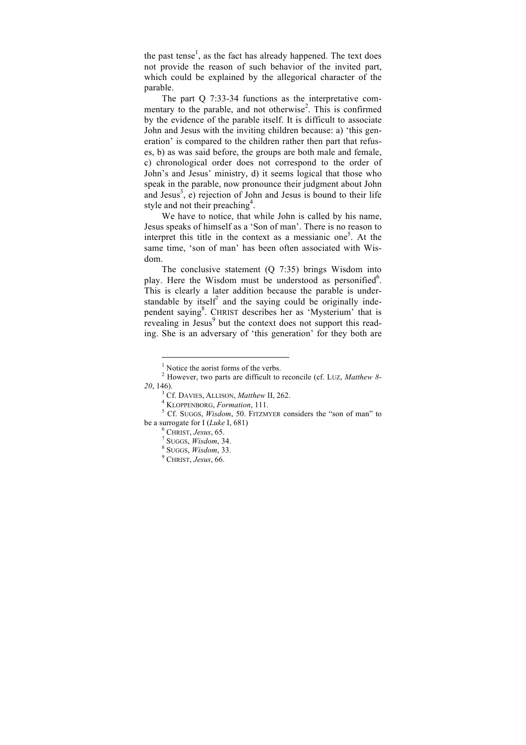the past tense[1], as the fact has already happened. The text does not provide the reason of such behavior of the invited part, which could be explained by the allegorical character of the parable.

The part Q 7:33-34 functions as the interpretative commentary to the parable, and not otherwise[2]. This is confirmed by the evidence of the parable itself. It is difficult to associate John and Jesus with the inviting children because: a) 'this generation' is compared to the children rather then part that refuses, b) as was said before, the groups are both male and female, c) chronological order does not correspond to the order of John's and Jesus' ministry, d) it seems logical that those who speak in the parable, now pronounce their judgment about John and Jesus[3], e) rejection of John and Jesus is bound to their life style and not their preaching[4].

We have to notice, that while John is called by his name, Jesus speaks of himself as a 'Son of man'. There is no reason to interpret this title in the context as a messianic one[5]. At the same time, 'son of man' has been often associated with Wisdom.

The conclusive statement (Q 7:35) brings Wisdom into play. Here the Wisdom must be understood as personified[6]. This is clearly a later addition because the parable is understandable by itself[7] and the saying could be originally independent saying[8]. CHRIST describes her as 'Mysterium' that is revealing in Jesus[9] but the context does not support this reading. She is an adversary of 'this generation' for they both are

---

[1] Notice the aorist forms of the verbs.

[2] However, two parts are difficult to reconcile (cf. LUZ, *Matthew 8-20*, 146).

[3] Cf. DAVIES, ALLISON, *Matthew* II, 262.

[4] KLOPPENBORG, *Formation*, 111.

[5] Cf. SUGGS, *Wisdom*, 50. FITZMYER considers the "son of man" to be a surrogate for I (*Luke* I, 681)

[6] CHRIST, *Jesus*, 65.

[7] SUGGS, *Wisdom*, 34.

[8] SUGGS, *Wisdom*, 33.

[9] CHRIST, *Jesus*, 66.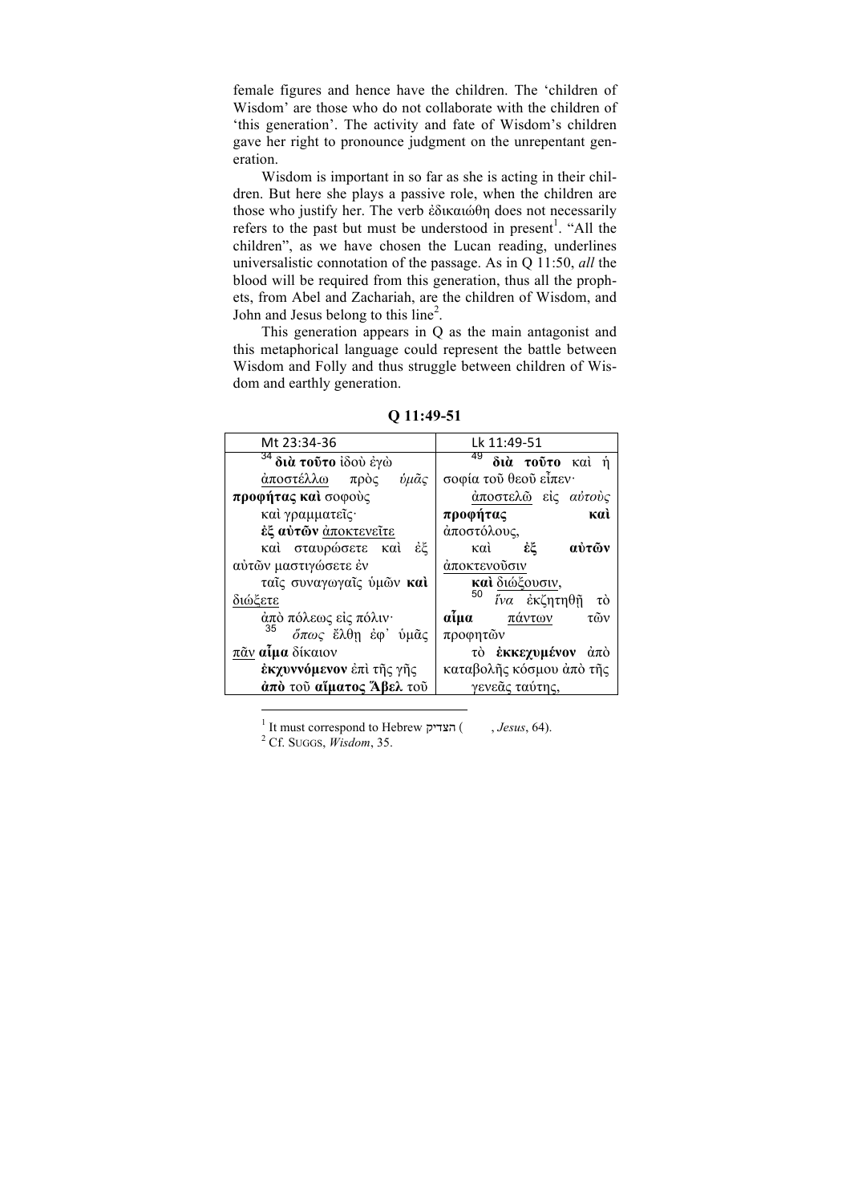female figures and hence have the children. The 'children of Wisdom' are those who do not collaborate with the children of 'this generation'. The activity and fate of Wisdom's children gave her right to pronounce judgment on the unrepentant generation.

Wisdom is important in so far as she is acting in their children. But here she plays a passive role, when the children are those who justify her. The verb ἐδικαιώθη does not necessarily refers to the past but must be understood in present[1]. "All the children", as we have chosen the Lucan reading, underlines universalistic connotation of the passage. As in Q 11:50, *all* the blood will be required from this generation, thus all the prophets, from Abel and Zachariah, are the children of Wisdom, and John and Jesus belong to this line[2].

This generation appears in Q as the main antagonist and this metaphorical language could represent the battle between Wisdom and Folly and thus struggle between children of Wisdom and earthly generation.

**Q 11:49-51**

| Mt 23:34-36 | Lk 11:49-51 |
|---|---|
| [34] **διὰ τοῦτο** ἰδοὺ ἐγὼ <u>ἀποστέλλω</u> πρὸς *ὑμᾶς* **προφήτας καὶ** σοφοὺς καὶ γραμματεῖς· **ἐξ αὐτῶν** <u>ἀποκτενεῖτε</u> καὶ σταυρώσετε καὶ ἐξ αὐτῶν μαστιγώσετε ἐν ταῖς συναγωγαῖς ὑμῶν **καὶ** <u>διώξετε</u> <u>ἀπὸ</u> πόλεως εἰς πόλιν· [35] *ὅπως* ἔλθη ἐφ᾽ ὑμᾶς <u>πᾶν</u> **αἷμα** δίκαιον **ἐκχυννόμενον** ἐπὶ τῆς γῆς **ἀπὸ** τοῦ **αἵματος Ἅβελ** τοῦ | [49] **διὰ τοῦτο** καὶ ἡ σοφία τοῦ θεοῦ εἶπεν· <u>ἀποστελῶ</u> εἰς *αὐτοὺς* **προφήτας καὶ** ἀποστόλους, καὶ **ἐξ αὐτῶν** <u>ἀποκτενοῦσιν</u> **καὶ** <u>διώξουσιν</u>, [50] *ἵνα* ἐκζητηθῇ τὸ **αἷμα** <u>πάντων</u> τῶν προφητῶν τὸ **ἐκκεχυμένον** ἀπὸ καταβολῆς κόσμου ἀπὸ τῆς <u>γενεᾶς ταύτης</u>, |

[1] It must correspond to Hebrew הצדיק ( , *Jesus*, 64).

[2] Cf. SUGGS, *Wisdom*, 35.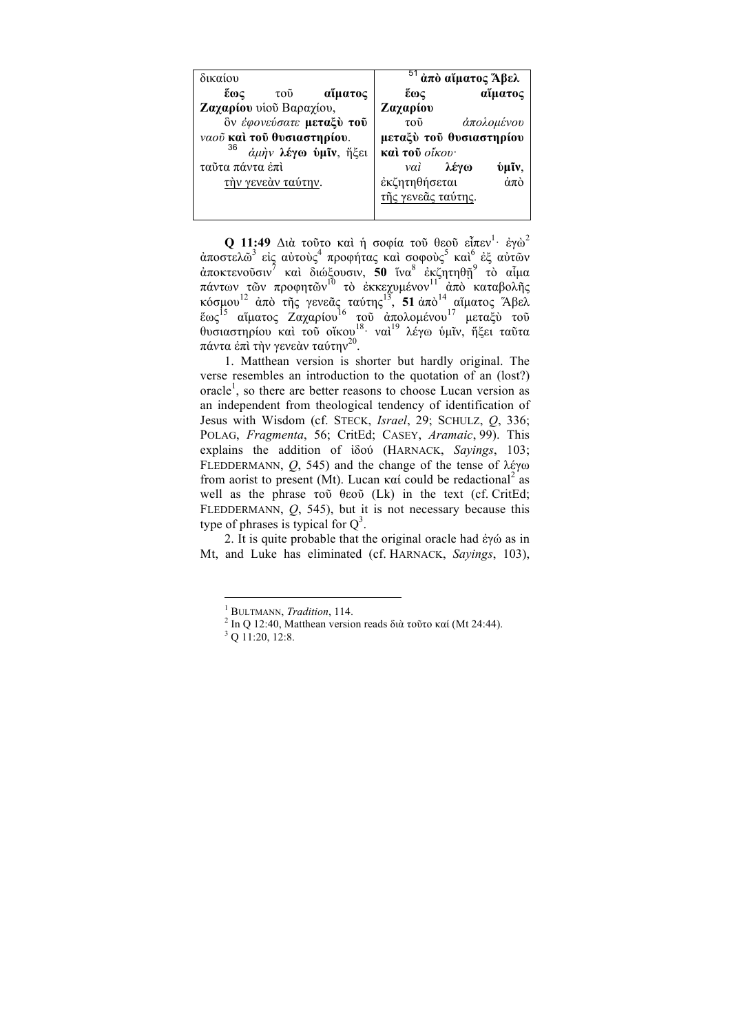| | |
|---|---|
| δικαίου<br>**ἕως** τοῦ **αἵματος Ζαχαρίου** υἱοῦ Βαραχίου,<br>ὃν *ἐφονεύσατε* **μεταξὺ τοῦ** *ναοῦ* **καὶ τοῦ θυσιαστηρίου**.<br>[36] *ἀμὴν* **λέγω ὑμῖν**, ἥξει ταῦτα πάντα ἐπὶ<br><u>τὴν γενεὰν ταύτην</u>. | [51] **ἀπὸ αἵματος Ἅβελ**<br>**ἕως αἵματος Ζαχαρίου**<br>τοῦ *ἀπολομένου* **μεταξὺ τοῦ θυσιαστηρίου καὶ τοῦ** *οἴκου*·<br>*ναὶ* **λέγω ὑμῖν**, ἐκζητηθήσεται ἀπὸ <u>τῆς γενεᾶς ταύτης</u>. |

**Q 11:49** Διὰ τοῦτο καὶ ἡ σοφία τοῦ θεοῦ εἶπεν[1]· ἐγὼ[2] ἀποστελῶ[3] εἰς αὐτοὺς[4] προφήτας καὶ σοφοὺς[5] καὶ[6] ἐξ αὐτῶν ἀποκτενοῦσιν[7] καὶ διώξουσιν, **50** ἵνα[8] ἐκζητηθῇ[9] τὸ αἷμα πάντων τῶν προφητῶν[10] τὸ ἐκκεχυμένον[11] ἀπὸ καταβολῆς κόσμου[12] ἀπὸ τῆς γενεᾶς ταύτης[13], **51** ἀπὸ[14] αἵματος Ἅβελ ἕως[15] αἵματος Ζαχαρίου[16] τοῦ ἀπολομένου[17] μεταξὺ τοῦ θυσιαστηρίου καὶ τοῦ οἴκου[18]· ναὶ[19] λέγω ὑμῖν, ἥξει ταῦτα πάντα ἐπὶ τὴν γενεὰν ταύτην[20].

1. Matthean version is shorter but hardly original. The verse resembles an introduction to the quotation of an (lost?) oracle[1], so there are better reasons to choose Lucan version as an independent from theological tendency of identification of Jesus with Wisdom (cf. STECK, *Israel*, 29; SCHULZ, *Q*, 336; POLAG, *Fragmenta*, 56; CritEd; CASEY, *Aramaic*, 99). This explains the addition of ἰδού (HARNACK, *Sayings*, 103; FLEDDERMANN, *Q*, 545) and the change of the tense of λέγω from aorist to present (Mt). Lucan καί could be redactional[2] as well as the phrase τοῦ θεοῦ (Lk) in the text (cf. CritEd; FLEDDERMANN, *Q*, 545), but it is not necessary because this type of phrases is typical for Q[3].

2. It is quite probable that the original oracle had ἐγώ as in Mt, and Luke has eliminated (cf. HARNACK, *Sayings*, 103),

---

[1] BULTMANN, *Tradition*, 114.

[2] In Q 12:40, Matthean version reads διὰ τοῦτο καί (Mt 24:44).

[3] Q 11:20, 12:8.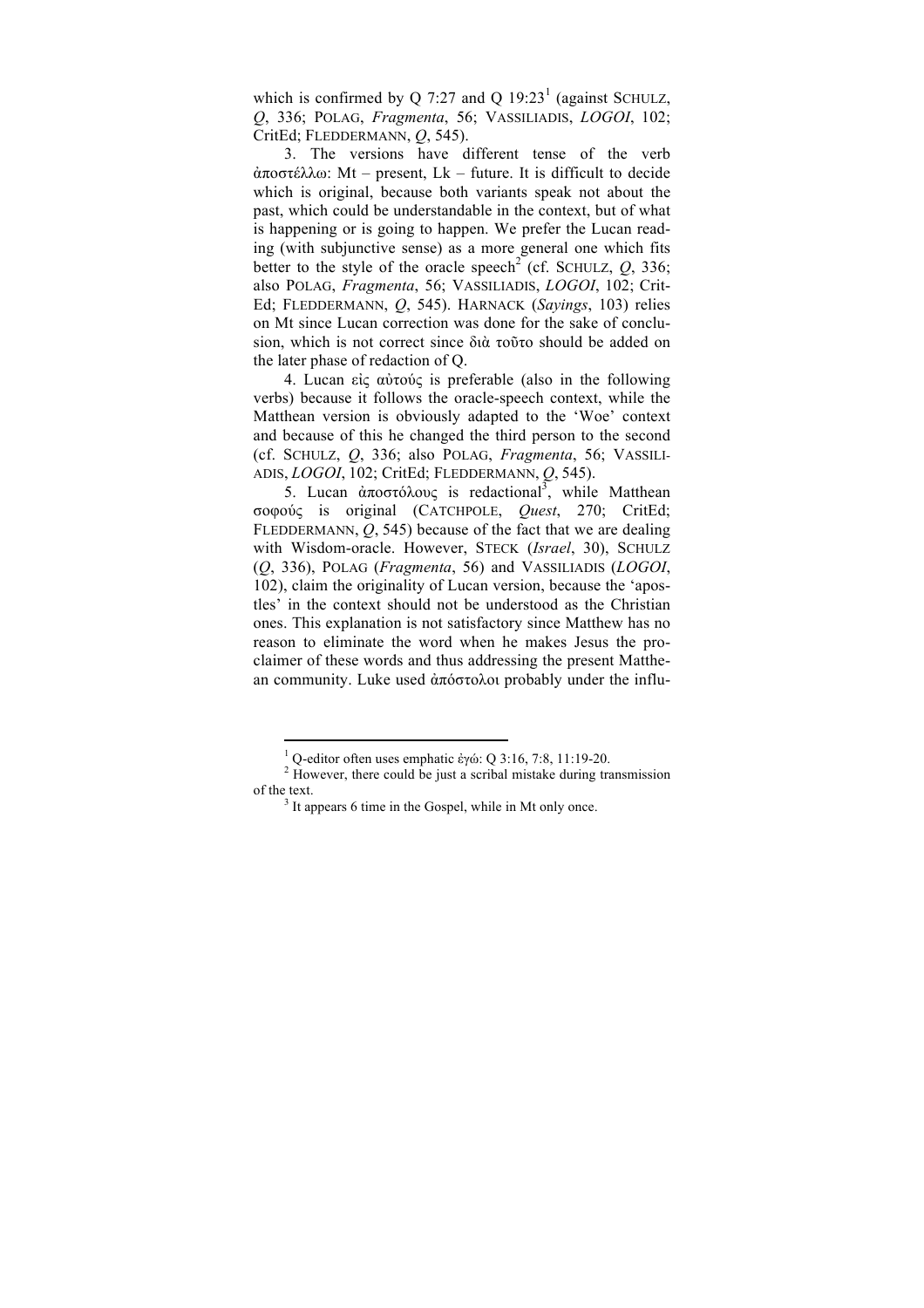which is confirmed by Q 7:27 and Q 19:23[1] (against SCHULZ, *Q*, 336; POLAG, *Fragmenta*, 56; VASSILIADIS, *LOGOI*, 102; CritEd; FLEDDERMANN, *Q*, 545).

3. The versions have different tense of the verb ἀποστέλλω: Mt – present, Lk – future. It is difficult to decide which is original, because both variants speak not about the past, which could be understandable in the context, but of what is happening or is going to happen. We prefer the Lucan reading (with subjunctive sense) as a more general one which fits better to the style of the oracle speech[2] (cf. SCHULZ, *Q*, 336; also POLAG, *Fragmenta*, 56; VASSILIADIS, *LOGOI*, 102; CritEd; FLEDDERMANN, *Q*, 545). HARNACK (*Sayings*, 103) relies on Mt since Lucan correction was done for the sake of conclusion, which is not correct since διὰ τοῦτο should be added on the later phase of redaction of Q.

4. Lucan εἰς αὐτούς is preferable (also in the following verbs) because it follows the oracle-speech context, while the Matthean version is obviously adapted to the 'Woe' context and because of this he changed the third person to the second (cf. SCHULZ, *Q*, 336; also POLAG, *Fragmenta*, 56; VASSILIADIS, *LOGOI*, 102; CritEd; FLEDDERMANN, *Q*, 545).

5. Lucan ἀποστόλους is redactional[3], while Matthean σοφούς is original (CATCHPOLE, *Quest*, 270; CritEd; FLEDDERMANN, *Q*, 545) because of the fact that we are dealing with Wisdom-oracle. However, STECK (*Israel*, 30), SCHULZ (*Q*, 336), POLAG (*Fragmenta*, 56) and VASSILIADIS (*LOGOI*, 102), claim the originality of Lucan version, because the 'apostles' in the context should not be understood as the Christian ones. This explanation is not satisfactory since Matthew has no reason to eliminate the word when he makes Jesus the proclaimer of these words and thus addressing the present Matthean community. Luke used ἀπόστολοι probably under the influ-

---

[1] Q-editor often uses emphatic ἐγώ: Q 3:16, 7:8, 11:19-20.

[2] However, there could be just a scribal mistake during transmission of the text.

[3] It appears 6 time in the Gospel, while in Mt only once.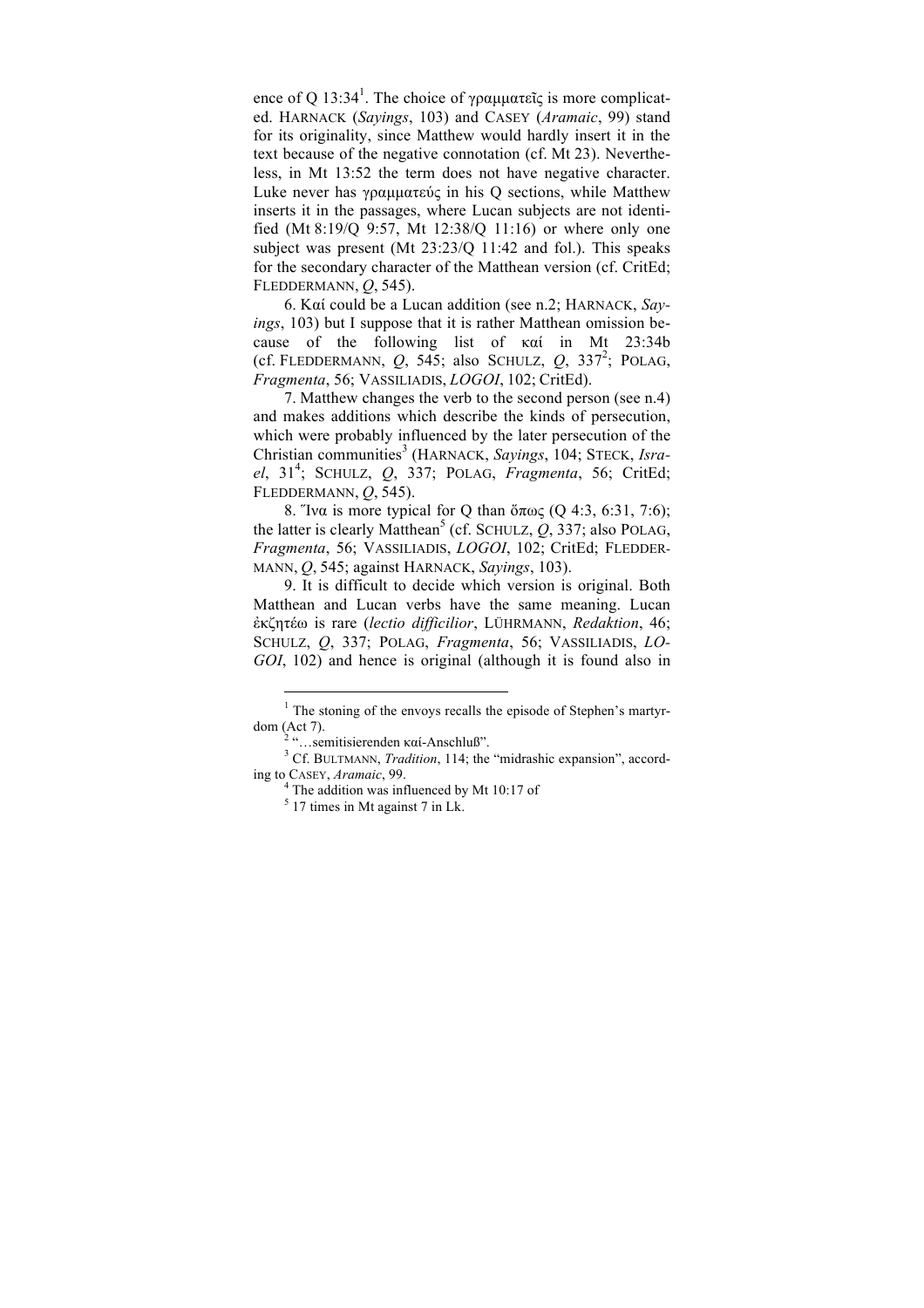ence of Q 13:34[1]. The choice of γραμματεῖς is more complicated. HARNACK (*Sayings*, 103) and CASEY (*Aramaic*, 99) stand for its originality, since Matthew would hardly insert it in the text because of the negative connotation (cf. Mt 23). Nevertheless, in Mt 13:52 the term does not have negative character. Luke never has γραμματεύς in his Q sections, while Matthew inserts it in the passages, where Lucan subjects are not identified (Mt 8:19/Q 9:57, Mt 12:38/Q 11:16) or where only one subject was present (Mt 23:23/Q 11:42 and fol.). This speaks for the secondary character of the Matthean version (cf. CritEd; FLEDDERMANN, *Q*, 545).

6. Καί could be a Lucan addition (see n.2; HARNACK, *Sayings*, 103) but I suppose that it is rather Matthean omission because of the following list of καί in Mt 23:34b (cf. FLEDDERMANN, *Q*, 545; also SCHULZ, *Q*, 337[2]; POLAG, *Fragmenta*, 56; VASSILIADIS, *LOGOI*, 102; CritEd).

7. Matthew changes the verb to the second person (see n.4) and makes additions which describe the kinds of persecution, which were probably influenced by the later persecution of the Christian communities[3] (HARNACK, *Sayings*, 104; STECK, *Israel*, 31[4]; SCHULZ, *Q*, 337; POLAG, *Fragmenta*, 56; CritEd; FLEDDERMANN, *Q*, 545).

8. Ἵνα is more typical for Q than ὅπως (Q 4:3, 6:31, 7:6); the latter is clearly Matthean[5] (cf. SCHULZ, *Q*, 337; also POLAG, *Fragmenta*, 56; VASSILIADIS, *LOGOI*, 102; CritEd; FLEDDERMANN, *Q*, 545; against HARNACK, *Sayings*, 103).

9. It is difficult to decide which version is original. Both Matthean and Lucan verbs have the same meaning. Lucan ἐκζητέω is rare (*lectio difficilior*, LÜHRMANN, *Redaktion*, 46; SCHULZ, *Q*, 337; POLAG, *Fragmenta*, 56; VASSILIADIS, *LOGOI*, 102) and hence is original (although it is found also in

---

[1] The stoning of the envoys recalls the episode of Stephen's martyrdom (Act 7).

[2] "…semitisierenden καί-Anschluß".

[3] Cf. BULTMANN, *Tradition*, 114; the "midrashic expansion", according to CASEY, *Aramaic*, 99.

[4] The addition was influenced by Mt 10:17 of

[5] 17 times in Mt against 7 in Lk.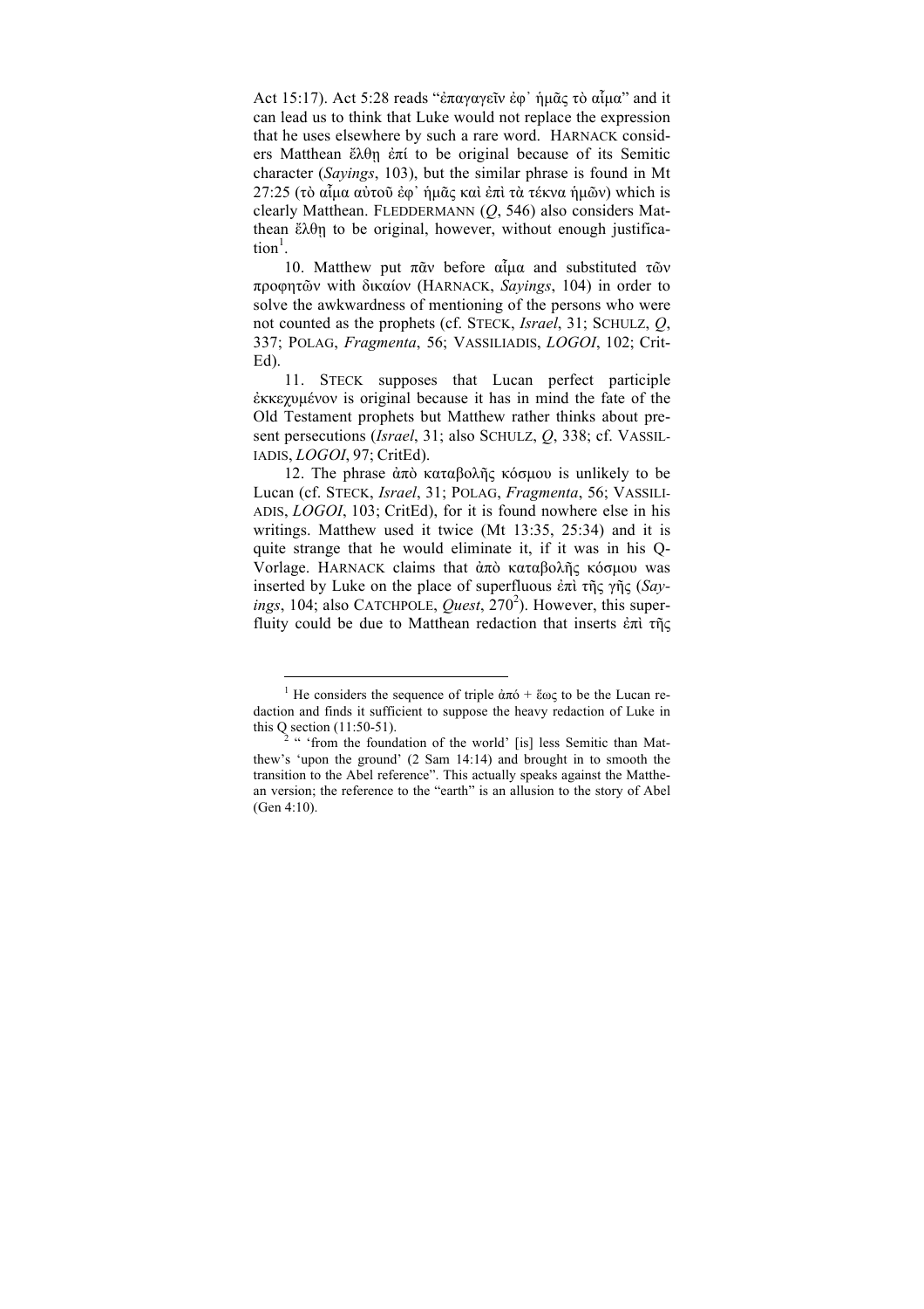Act 15:17). Act 5:28 reads "ἐπαγαγεῖν ἐφ᾽ ἡμᾶς τὸ αἷμα" and it can lead us to think that Luke would not replace the expression that he uses elsewhere by such a rare word. HARNACK considers Matthean ἔλθῃ ἐπί to be original because of its Semitic character (*Sayings*, 103), but the similar phrase is found in Mt 27:25 (τὸ αἷμα αὐτοῦ ἐφ᾽ ἡμᾶς καὶ ἐπὶ τὰ τέκνα ἡμῶν) which is clearly Matthean. FLEDDERMANN (*Q*, 546) also considers Matthean ἔλθῃ to be original, however, without enough justification[1].

10. Matthew put πᾶν before αἷμα and substituted τῶν προφητῶν with δικαίον (HARNACK, *Sayings*, 104) in order to solve the awkwardness of mentioning of the persons who were not counted as the prophets (cf. STECK, *Israel*, 31; SCHULZ, *Q*, 337; POLAG, *Fragmenta*, 56; VASSILIADIS, *LOGOI*, 102; CritEd).

11. STECK supposes that Lucan perfect participle ἐκκεχυμένον is original because it has in mind the fate of the Old Testament prophets but Matthew rather thinks about present persecutions (*Israel*, 31; also SCHULZ, *Q*, 338; cf. VASSILIADIS, *LOGOI*, 97; CritEd).

12. The phrase ἀπὸ καταβολῆς κόσμου is unlikely to be Lucan (cf. STECK, *Israel*, 31; POLAG, *Fragmenta*, 56; VASSILIADIS, *LOGOI*, 103; CritEd), for it is found nowhere else in his writings. Matthew used it twice (Mt 13:35, 25:34) and it is quite strange that he would eliminate it, if it was in his Q-Vorlage. HARNACK claims that ἀπὸ καταβολῆς κόσμου was inserted by Luke on the place of superfluous ἐπὶ τῆς γῆς (*Sayings*, 104; also CATCHPOLE, *Quest*, 270[2]). However, this superfluity could be due to Matthean redaction that inserts ἐπὶ τῆς

---

[1] He considers the sequence of triple ἀπό + ἕως to be the Lucan redaction and finds it sufficient to suppose the heavy redaction of Luke in this Q section (11:50-51).

[2] " 'from the foundation of the world' [is] less Semitic than Matthew's 'upon the ground' (2 Sam 14:14) and brought in to smooth the transition to the Abel reference". This actually speaks against the Matthean version; the reference to the "earth" is an allusion to the story of Abel (Gen 4:10).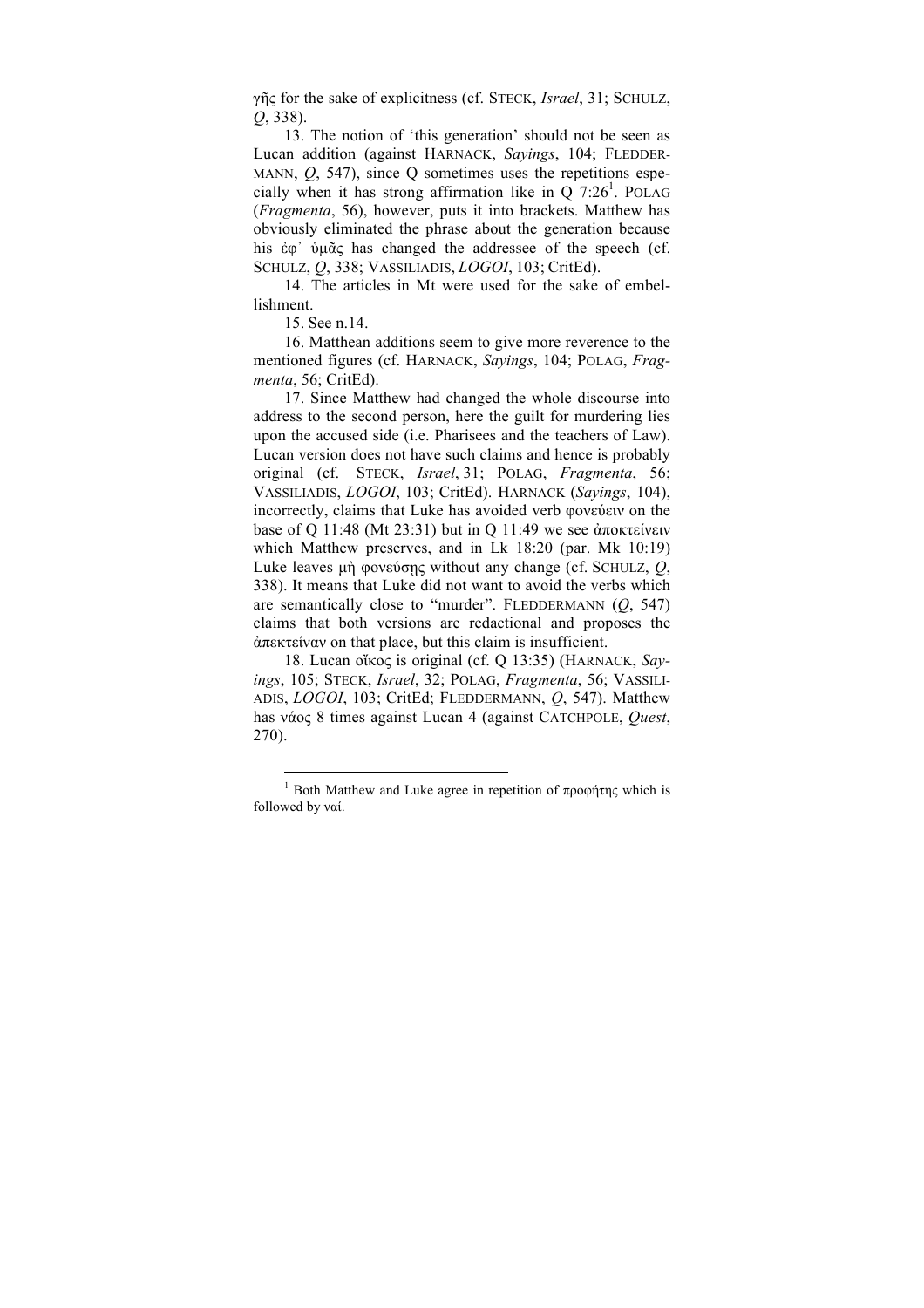γῆς for the sake of explicitness (cf. STECK, *Israel*, 31; SCHULZ, *Q*, 338).

13. The notion of 'this generation' should not be seen as Lucan addition (against HARNACK, *Sayings*, 104; FLEDDERMANN, *Q*, 547), since Q sometimes uses the repetitions especially when it has strong affirmation like in Q 7:26[1]. POLAG (*Fragmenta*, 56), however, puts it into brackets. Matthew has obviously eliminated the phrase about the generation because his ἐφ᾽ ὑμᾶς has changed the addressee of the speech (cf. SCHULZ, *Q*, 338; VASSILIADIS, *LOGOI*, 103; CritEd).

14. The articles in Mt were used for the sake of embellishment.

15. See n.14.

16. Matthean additions seem to give more reverence to the mentioned figures (cf. HARNACK, *Sayings*, 104; POLAG, *Fragmenta*, 56; CritEd).

17. Since Matthew had changed the whole discourse into address to the second person, here the guilt for murdering lies upon the accused side (i.e. Pharisees and the teachers of Law). Lucan version does not have such claims and hence is probably original (cf. STECK, *Israel*, 31; POLAG, *Fragmenta*, 56; VASSILIADIS, *LOGOI*, 103; CritEd). HARNACK (*Sayings*, 104), incorrectly, claims that Luke has avoided verb φονεύειν on the base of Q 11:48 (Mt 23:31) but in Q 11:49 we see ἀποκτείνειν which Matthew preserves, and in Lk 18:20 (par. Mk 10:19) Luke leaves μὴ φονεύσῃς without any change (cf. SCHULZ, *Q*, 338). It means that Luke did not want to avoid the verbs which are semantically close to "murder". FLEDDERMANN (*Q*, 547) claims that both versions are redactional and proposes the ἀπεκτείναν on that place, but this claim is insufficient.

18. Lucan οἶκος is original (cf. Q 13:35) (HARNACK, *Sayings*, 105; STECK, *Israel*, 32; POLAG, *Fragmenta*, 56; VASSILIADIS, *LOGOI*, 103; CritEd; FLEDDERMANN, *Q*, 547). Matthew has νάος 8 times against Lucan 4 (against CATCHPOLE, *Quest*, 270).

---

[1] Both Matthew and Luke agree in repetition of προφήτης which is followed by ναί.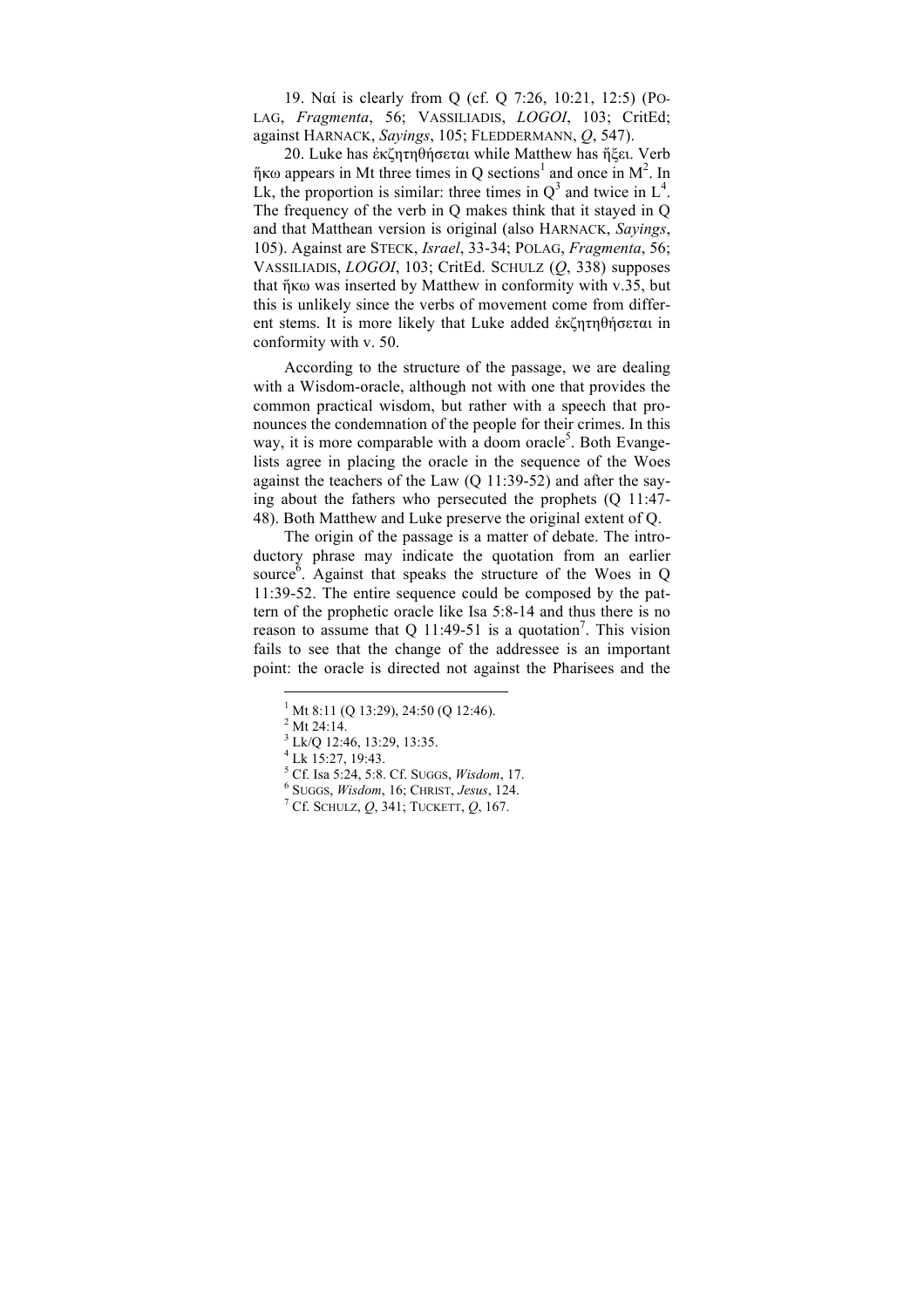19. Ναί is clearly from Q (cf. Q 7:26, 10:21, 12:5) (POLAG, *Fragmenta*, 56; VASSILIADIS, *LOGOI*, 103; CritEd; against HARNACK, *Sayings*, 105; FLEDDERMANN, *Q*, 547).

20. Luke has ἐκζητηθήσεται while Matthew has ἥξει. Verb ἥκω appears in Mt three times in Q sections[1] and once in M[2]. In Lk, the proportion is similar: three times in Q[3] and twice in L[4]. The frequency of the verb in Q makes think that it stayed in Q and that Matthean version is original (also HARNACK, *Sayings*, 105). Against are STECK, *Israel*, 33-34; POLAG, *Fragmenta*, 56; VASSILIADIS, *LOGOI*, 103; CritEd. SCHULZ (*Q*, 338) supposes that ἥκω was inserted by Matthew in conformity with v.35, but this is unlikely since the verbs of movement come from different stems. It is more likely that Luke added ἐκζητηθήσεται in conformity with v. 50.

According to the structure of the passage, we are dealing with a Wisdom-oracle, although not with one that provides the common practical wisdom, but rather with a speech that pronounces the condemnation of the people for their crimes. In this way, it is more comparable with a doom oracle[5]. Both Evangelists agree in placing the oracle in the sequence of the Woes against the teachers of the Law (Q 11:39-52) and after the saying about the fathers who persecuted the prophets (Q 11:47-48). Both Matthew and Luke preserve the original extent of Q.

The origin of the passage is a matter of debate. The introductory phrase may indicate the quotation from an earlier source[6]. Against that speaks the structure of the Woes in Q 11:39-52. The entire sequence could be composed by the pattern of the prophetic oracle like Isa 5:8-14 and thus there is no reason to assume that Q 11:49-51 is a quotation[7]. This vision fails to see that the change of the addressee is an important point: the oracle is directed not against the Pharisees and the

---

[1] Mt 8:11 (Q 13:29), 24:50 (Q 12:46).

[2] Mt 24:14.

[3] Lk/Q 12:46, 13:29, 13:35.

[4] Lk 15:27, 19:43.

[5] Cf. Isa 5:24, 5:8. Cf. SUGGS, *Wisdom*, 17.

[6] SUGGS, *Wisdom*, 16; CHRIST, *Jesus*, 124.

[7] Cf. SCHULZ, *Q*, 341; TUCKETT, *Q*, 167.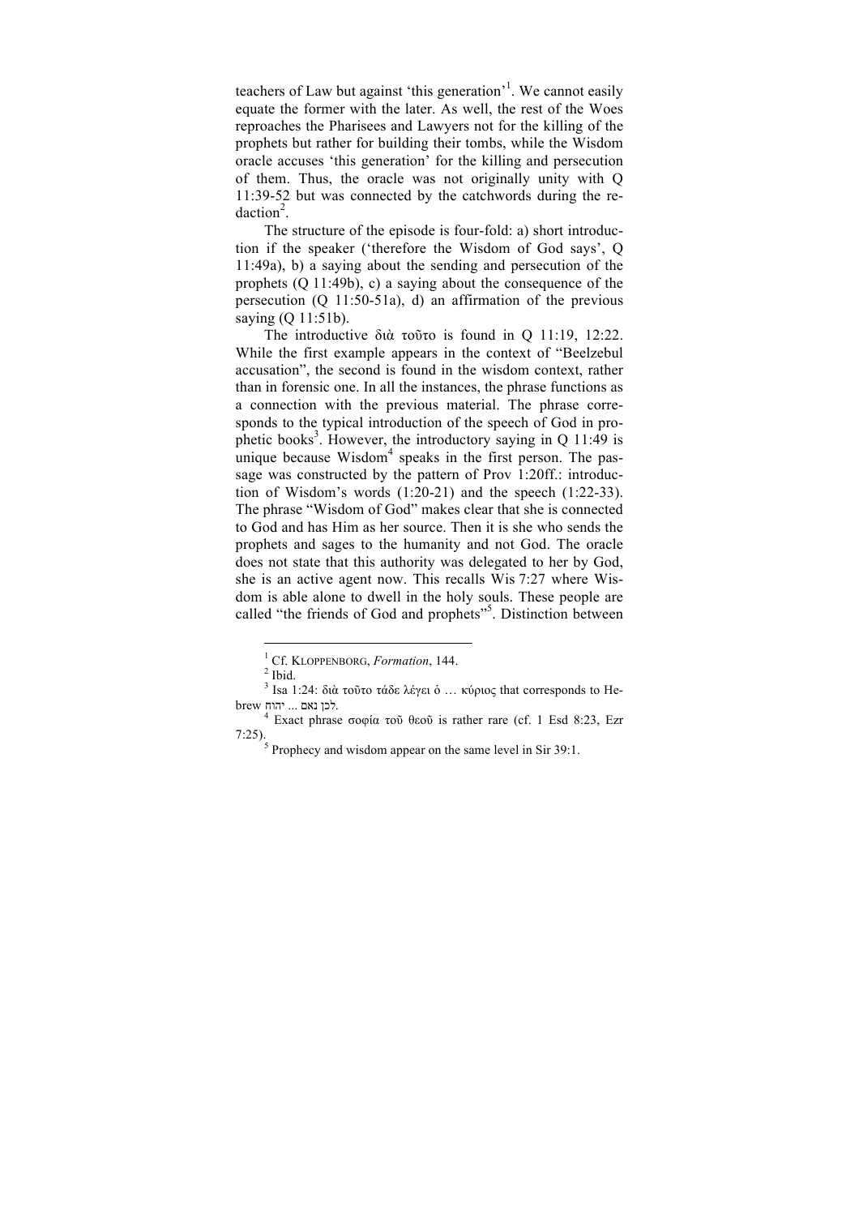teachers of Law but against 'this generation'[1]. We cannot easily equate the former with the later. As well, the rest of the Woes reproaches the Pharisees and Lawyers not for the killing of the prophets but rather for building their tombs, while the Wisdom oracle accuses 'this generation' for the killing and persecution of them. Thus, the oracle was not originally unity with Q 11:39-52 but was connected by the catchwords during the redaction[2].

The structure of the episode is four-fold: a) short introduction if the speaker ('therefore the Wisdom of God says', Q 11:49a), b) a saying about the sending and persecution of the prophets (Q 11:49b), c) a saying about the consequence of the persecution (Q 11:50-51a), d) an affirmation of the previous saying (Q 11:51b).

The introductive διὰ τοῦτο is found in Q 11:19, 12:22. While the first example appears in the context of "Beelzebul accusation", the second is found in the wisdom context, rather than in forensic one. In all the instances, the phrase functions as a connection with the previous material. The phrase corresponds to the typical introduction of the speech of God in prophetic books[3]. However, the introductory saying in Q 11:49 is unique because Wisdom[4] speaks in the first person. The passage was constructed by the pattern of Prov 1:20ff.: introduction of Wisdom's words (1:20-21) and the speech (1:22-33). The phrase "Wisdom of God" makes clear that she is connected to God and has Him as her source. Then it is she who sends the prophets and sages to the humanity and not God. The oracle does not state that this authority was delegated to her by God, she is an active agent now. This recalls Wis 7:27 where Wisdom is able alone to dwell in the holy souls. These people are called "the friends of God and prophets"[5]. Distinction between

---

[1] Cf. Kloppenborg, *Formation*, 144.

[2] Ibid.

[3] Isa 1:24: διὰ τοῦτο τάδε λέγει ὁ … κύριος that corresponds to Hebrew לכן נאם ... יהוה.

[4] Exact phrase σοφία τοῦ θεοῦ is rather rare (cf. 1 Esd 8:23, Ezr 7:25).

[5] Prophecy and wisdom appear on the same level in Sir 39:1.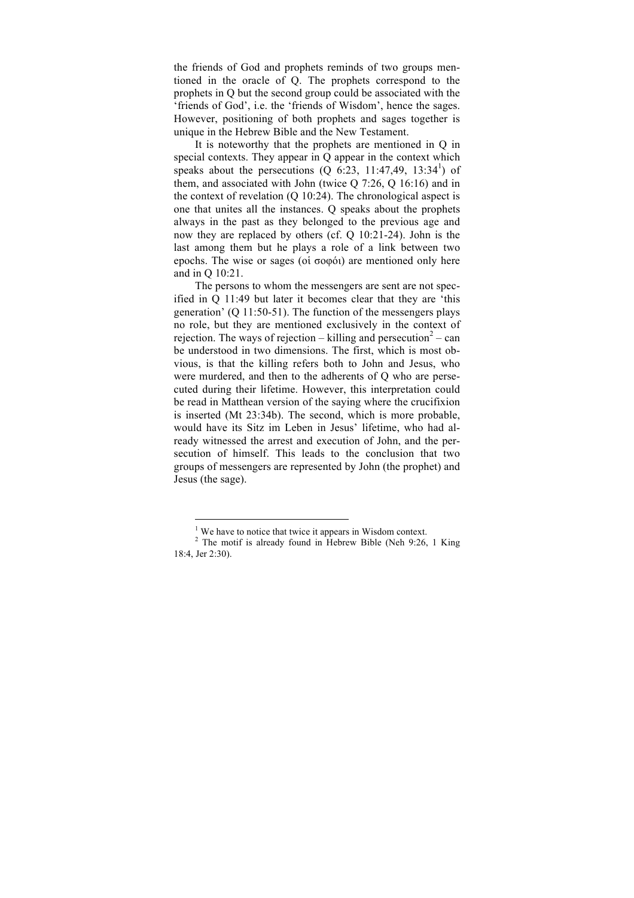the friends of God and prophets reminds of two groups mentioned in the oracle of Q. The prophets correspond to the prophets in Q but the second group could be associated with the 'friends of God', i.e. the 'friends of Wisdom', hence the sages. However, positioning of both prophets and sages together is unique in the Hebrew Bible and the New Testament.

It is noteworthy that the prophets are mentioned in Q in special contexts. They appear in Q appear in the context which speaks about the persecutions (Q 6:23, 11:47,49, 13:34[1]) of them, and associated with John (twice Q 7:26, Q 16:16) and in the context of revelation (Q 10:24). The chronological aspect is one that unites all the instances. Q speaks about the prophets always in the past as they belonged to the previous age and now they are replaced by others (cf. Q 10:21-24). John is the last among them but he plays a role of a link between two epochs. The wise or sages (οἱ σοφόι) are mentioned only here and in Q 10:21.

The persons to whom the messengers are sent are not specified in Q 11:49 but later it becomes clear that they are 'this generation' (Q 11:50-51). The function of the messengers plays no role, but they are mentioned exclusively in the context of rejection. The ways of rejection – killing and persecution[2] – can be understood in two dimensions. The first, which is most obvious, is that the killing refers both to John and Jesus, who were murdered, and then to the adherents of Q who are persecuted during their lifetime. However, this interpretation could be read in Matthean version of the saying where the crucifixion is inserted (Mt 23:34b). The second, which is more probable, would have its Sitz im Leben in Jesus' lifetime, who had already witnessed the arrest and execution of John, and the persecution of himself. This leads to the conclusion that two groups of messengers are represented by John (the prophet) and Jesus (the sage).

---

[1] We have to notice that twice it appears in Wisdom context.

[2] The motif is already found in Hebrew Bible (Neh 9:26, 1 King 18:4, Jer 2:30).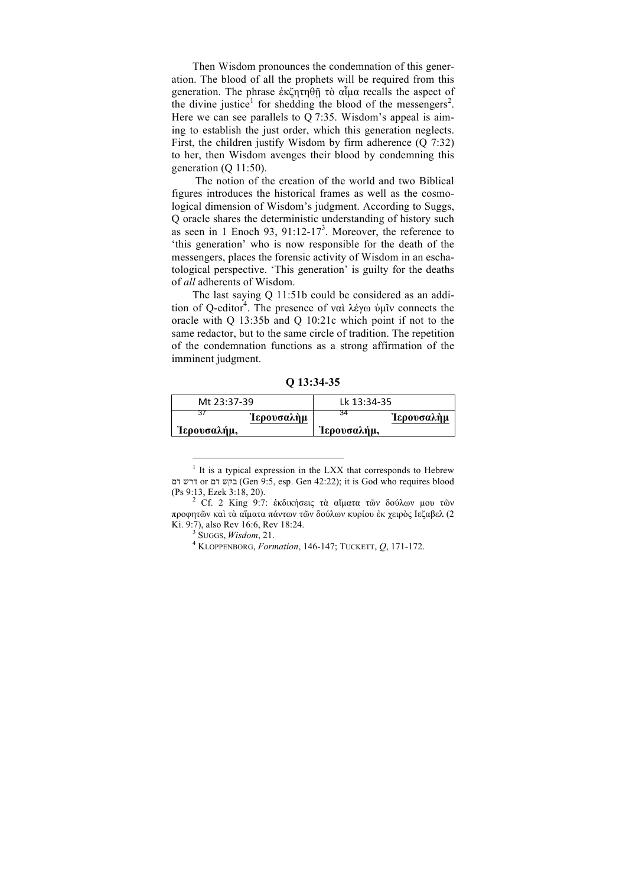Then Wisdom pronounces the condemnation of this generation. The blood of all the prophets will be required from this generation. The phrase ἐκζητηθῇ τὸ αἷμα recalls the aspect of the divine justice[1] for shedding the blood of the messengers[2]. Here we can see parallels to Q 7:35. Wisdom's appeal is aiming to establish the just order, which this generation neglects. First, the children justify Wisdom by firm adherence (Q 7:32) to her, then Wisdom avenges their blood by condemning this generation (Q 11:50).

The notion of the creation of the world and two Biblical figures introduces the historical frames as well as the cosmological dimension of Wisdom's judgment. According to Suggs, Q oracle shares the deterministic understanding of history such as seen in 1 Enoch 93, 91:12-17[3]. Moreover, the reference to 'this generation' who is now responsible for the death of the messengers, places the forensic activity of Wisdom in an eschatological perspective. 'This generation' is guilty for the deaths of *all* adherents of Wisdom.

The last saying Q 11:51b could be considered as an addition of Q-editor[4]. The presence of ναὶ λέγω ὑμῖν connects the oracle with Q 13:35b and Q 10:21c which point if not to the same redactor, but to the same circle of tradition. The repetition of the condemnation functions as a strong affirmation of the imminent judgment.

**Q 13:34-35**

| Mt 23:37-39 | Lk 13:34-35 |
|---|---|
| [37] **Ἰερουσαλὴμ Ἰερουσαλήμ,** | [34] **Ἰερουσαλὴμ Ἰερουσαλήμ,** |

---

[1] It is a typical expression in the LXX that corresponds to Hebrew דרש דם or בקש דם (Gen 9:5, esp. Gen 42:22); it is God who requires blood (Ps 9:13, Ezek 3:18, 20).

[2] Cf. 2 King 9:7: ἐκδικήσεις τὰ αἵματα τῶν δούλων μου τῶν προφητῶν καὶ τὰ αἵματα πάντων τῶν δούλων κυρίου ἐκ χειρὸς Ιεζαβελ (2 Ki. 9:7), also Rev 16:6, Rev 18:24.

[3] SUGGS, *Wisdom*, 21.

[4] KLOPPENBORG, *Formation*, 146-147; TUCKETT, *Q*, 171-172.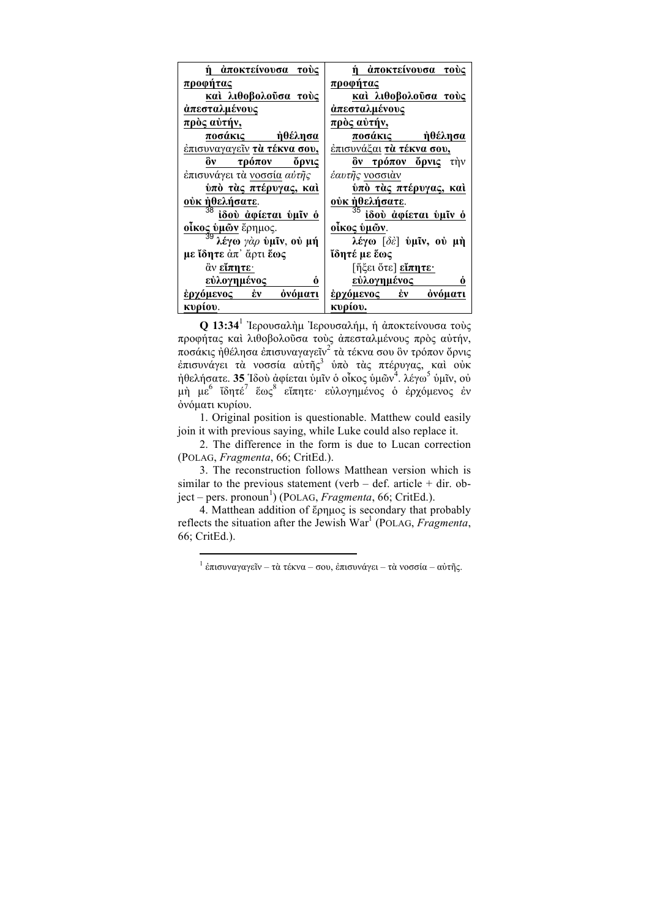| ἡ ἀποκτείνουσα τοὺς προφήτας καὶ λιθοβολοῦσα τοὺς ἀπεσταλμένους πρὸς αὐτήν, ποσάκις ἠθέλησα ἐπισυναγαγεῖν **τὰ τέκνα σου,** ὃν τρόπον ὄρνις ἐπισυνάγει τὰ νοσσία *αὐτῆς* ὑπὸ τὰς πτέρυγας, καὶ οὐκ ἠθελήσατε. [38] ἰδοὺ ἀφίεται ὑμῖν ὁ οἶκος ὑμῶν ἔρημος. [39] **λέγω** *γὰρ* **ὑμῖν**, **οὐ μὴ με ἴδητε** ἀπ᾽ ἄρτι **ἕως** ἂν **εἴπητε·** εὐλογημένος ὁ ἐρχόμενος ἐν ὀνόματι κυρίου. | ἡ ἀποκτείνουσα τοὺς προφήτας καὶ λιθοβολοῦσα τοὺς ἀπεσταλμένους πρὸς αὐτήν, ποσάκις ἠθέλησα ἐπισυνάξαι **τὰ τέκνα σου,** ὃν τρόπον ὄρνις τὴν *ἑαυτῆς* νοσσιὰν ὑπὸ τὰς πτέρυγας, καὶ οὐκ ἠθελήσατε. [35] ἰδοὺ ἀφίεται ὑμῖν ὁ οἶκος ὑμῶν. **λέγω** [*δὲ*] **ὑμῖν, οὐ μὴ ἴδητέ με ἕως** [ἥξει ὅτε] **εἴπητε·** εὐλογημένος ὁ ἐρχόμενος ἐν ὀνόματι κυρίου. |
|---|---|

**Q 13:34**[1] Ἰερουσαλὴμ Ἰερουσαλήμ, ἡ ἀποκτείνουσα τοὺς προφήτας καὶ λιθοβολοῦσα τοὺς ἀπεσταλμένους πρὸς αὐτήν, ποσάκις ἠθέλησα ἐπισυναγαγεῖν[2] τὰ τέκνα σου ὃν τρόπον ὄρνις ἐπισυνάγει τὰ νοσσία αὐτῆς[3] ὑπὸ τὰς πτέρυγας, καὶ οὐκ ἠθελήσατε. **35** Ἰδοὺ ἀφίεται ὑμῖν ὁ οἶκος ὑμῶν[4]. λέγω[5] ὑμῖν, οὐ μὴ με[6] ἴδητέ[7] ἕως[8] εἴπητε· εὐλογημένος ὁ ἐρχόμενος ἐν ὀνόματι κυρίου.

1. Original position is questionable. Matthew could easily join it with previous saying, while Luke could also replace it.

2. The difference in the form is due to Lucan correction (POLAG, *Fragmenta*, 66; CritEd.).

3. The reconstruction follows Matthean version which is similar to the previous statement (verb – def. article + dir. object – pers. pronoun[1]) (POLAG, *Fragmenta*, 66; CritEd.).

4. Matthean addition of ἔρημος is secondary that probably reflects the situation after the Jewish War[1] (POLAG, *Fragmenta*, 66; CritEd.).

---

[1] ἐπισυναγαγεῖν – τὰ τέκνα – σου, ἐπισυνάγει – τὰ νοσσία – αὐτῆς.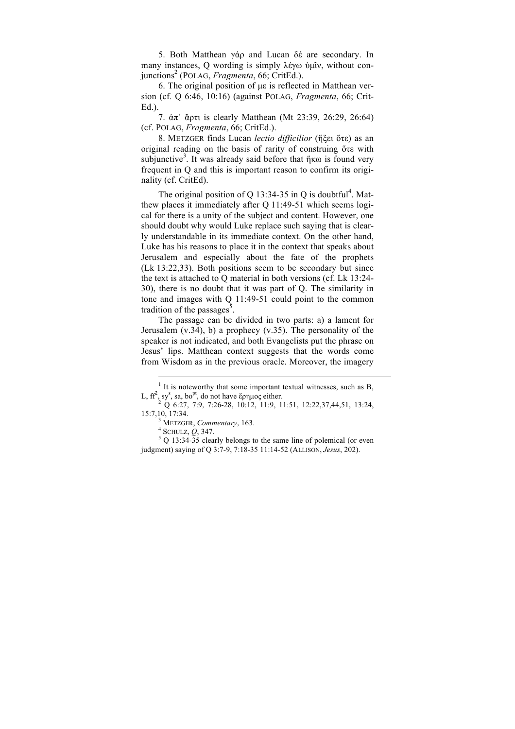5. Both Matthean γάρ and Lucan δέ are secondary. In many instances, Q wording is simply λέγω ὑμῖν, without conjunctions[2] (POLAG, *Fragmenta*, 66; CritEd.).

6. The original position of με is reflected in Matthean version (cf. Q 6:46, 10:16) (against POLAG, *Fragmenta*, 66; CritEd.).

7. ἀπ᾽ ἄρτι is clearly Matthean (Mt 23:39, 26:29, 26:64) (cf. POLAG, *Fragmenta*, 66; CritEd.).

8. METZGER finds Lucan *lectio difficilior* (ἥξει ὅτε) as an original reading on the basis of rarity of construing ὅτε with subjunctive[3]. It was already said before that ἥκω is found very frequent in Q and this is important reason to confirm its originality (cf. CritEd).

The original position of Q 13:34-35 in Q is doubtful[4]. Matthew places it immediately after Q 11:49-51 which seems logical for there is a unity of the subject and content. However, one should doubt why would Luke replace such saying that is clearly understandable in its immediate context. On the other hand, Luke has his reasons to place it in the context that speaks about Jerusalem and especially about the fate of the prophets (Lk 13:22,33). Both positions seem to be secondary but since the text is attached to Q material in both versions (cf. Lk 13:24-30), there is no doubt that it was part of Q. The similarity in tone and images with Q 11:49-51 could point to the common tradition of the passages[5].

The passage can be divided in two parts: a) a lament for Jerusalem (v.34), b) a prophecy (v.35). The personality of the speaker is not indicated, and both Evangelists put the phrase on Jesus' lips. Matthean context suggests that the words come from Wisdom as in the previous oracle. Moreover, the imagery

---

[1] It is noteworthy that some important textual witnesses, such as B, L, ff², sy^s, sa, bo^pt, do not have ἔρημος either.

[2] Q 6:27, 7:9, 7:26-28, 10:12, 11:9, 11:51, 12:22,37,44,51, 13:24, 15:7,10, 17:34.

[3] METZGER, *Commentary*, 163.

[4] SCHULZ, *Q*, 347.

[5] Q 13:34-35 clearly belongs to the same line of polemical (or even judgment) saying of Q 3:7-9, 7:18-35 11:14-52 (ALLISON, *Jesus*, 202).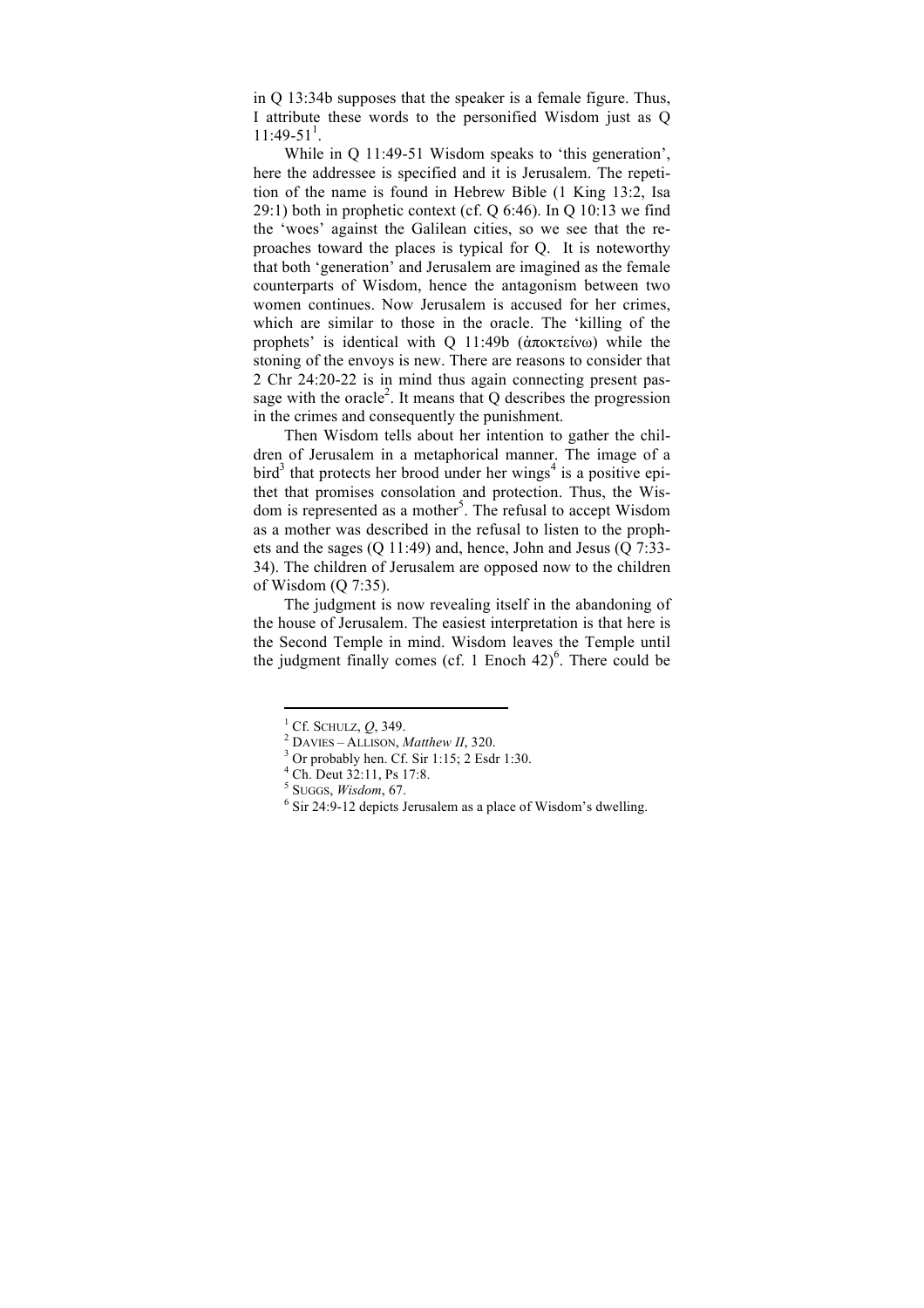in Q 13:34b supposes that the speaker is a female figure. Thus, I attribute these words to the personified Wisdom just as Q 11:49-51[1].

While in Q 11:49-51 Wisdom speaks to 'this generation', here the addressee is specified and it is Jerusalem. The repetition of the name is found in Hebrew Bible (1 King 13:2, Isa 29:1) both in prophetic context (cf. Q 6:46). In Q 10:13 we find the 'woes' against the Galilean cities, so we see that the reproaches toward the places is typical for Q. It is noteworthy that both 'generation' and Jerusalem are imagined as the female counterparts of Wisdom, hence the antagonism between two women continues. Now Jerusalem is accused for her crimes, which are similar to those in the oracle. The 'killing of the prophets' is identical with Q 11:49b (ἀποκτείνω) while the stoning of the envoys is new. There are reasons to consider that 2 Chr 24:20-22 is in mind thus again connecting present passage with the oracle[2]. It means that Q describes the progression in the crimes and consequently the punishment.

Then Wisdom tells about her intention to gather the children of Jerusalem in a metaphorical manner. The image of a bird[3] that protects her brood under her wings[4] is a positive epithet that promises consolation and protection. Thus, the Wisdom is represented as a mother[5]. The refusal to accept Wisdom as a mother was described in the refusal to listen to the prophets and the sages (Q 11:49) and, hence, John and Jesus (Q 7:33-34). The children of Jerusalem are opposed now to the children of Wisdom (Q 7:35).

The judgment is now revealing itself in the abandoning of the house of Jerusalem. The easiest interpretation is that here is the Second Temple in mind. Wisdom leaves the Temple until the judgment finally comes (cf. 1 Enoch 42)[6]. There could be

---

[1] Cf. SCHULZ, *Q*, 349.

[2] DAVIES – ALLISON, *Matthew II*, 320.

[3] Or probably hen. Cf. Sir 1:15; 2 Esdr 1:30.

[4] Ch. Deut 32:11, Ps 17:8.

[5] SUGGS, *Wisdom*, 67.

[6] Sir 24:9-12 depicts Jerusalem as a place of Wisdom's dwelling.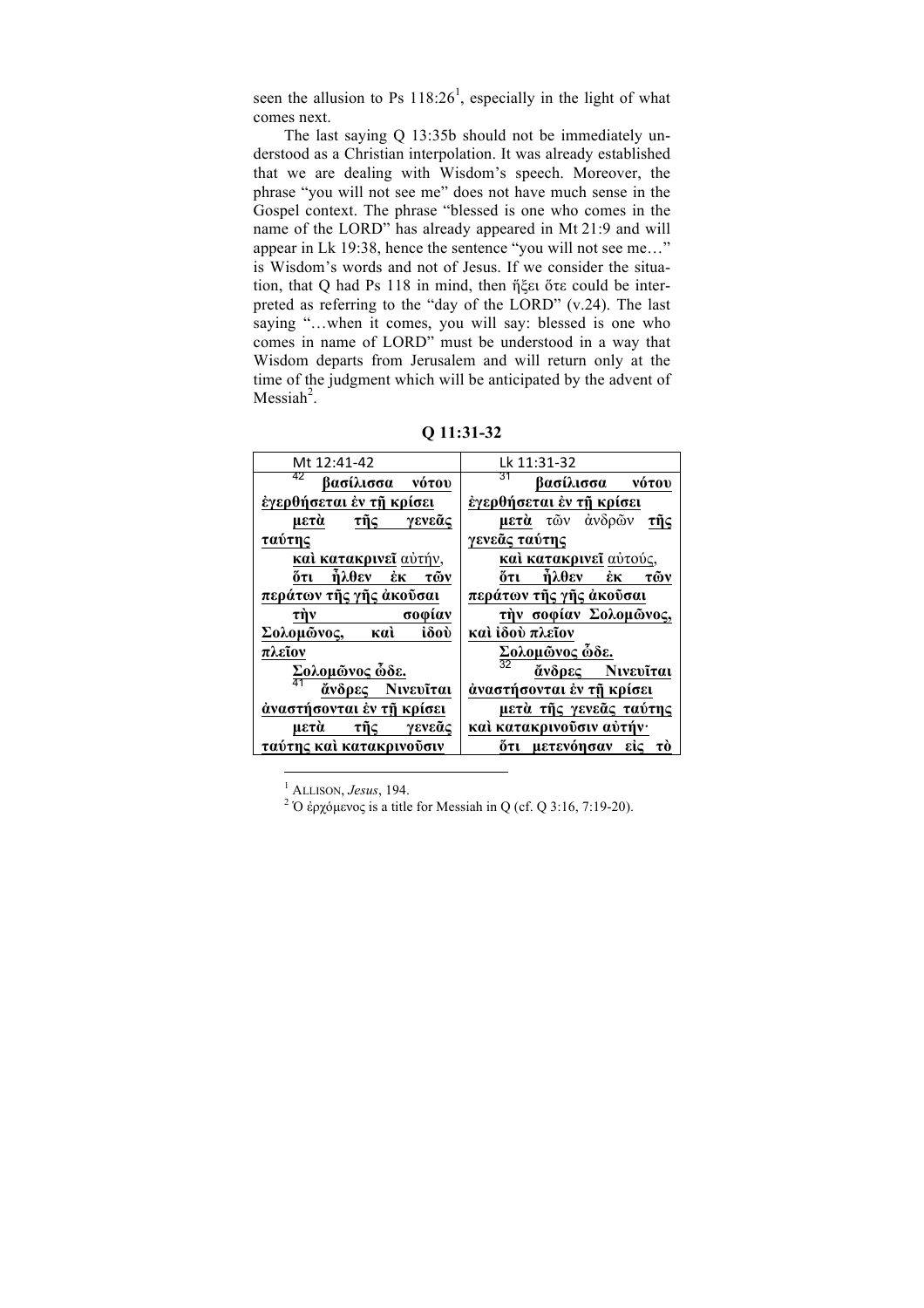seen the allusion to Ps 118:26[1], especially in the light of what comes next.

The last saying Q 13:35b should not be immediately understood as a Christian interpolation. It was already established that we are dealing with Wisdom's speech. Moreover, the phrase "you will not see me" does not have much sense in the Gospel context. The phrase "blessed is one who comes in the name of the LORD" has already appeared in Mt 21:9 and will appear in Lk 19:38, hence the sentence "you will not see me…" is Wisdom's words and not of Jesus. If we consider the situation, that Q had Ps 118 in mind, then ἥξει ὅτε could be interpreted as referring to the "day of the LORD" (v.24). The last saying "…when it comes, you will say: blessed is one who comes in name of LORD" must be understood in a way that Wisdom departs from Jerusalem and will return only at the time of the judgment which will be anticipated by the advent of Messiah[2].

**Q 11:31-32**

| Mt 12:41-42 | Lk 11:31-32 |
|---|---|
| [42] **βασίλισσα νότου ἐγερθήσεται ἐν τῇ κρίσει μετὰ τῆς γενεᾶς ταύτης καὶ κατακρινεῖ** αὐτήν, **ὅτι ἦλθεν ἐκ τῶν περάτων τῆς γῆς ἀκοῦσαι τὴν σοφίαν Σολομῶνος, καὶ ἰδοὺ πλεῖον Σολομῶνος ὧδε.** [41] **ἄνδρες Νινευῖται ἀναστήσονται ἐν τῇ κρίσει μετὰ τῆς γενεᾶς ταύτης καὶ κατακρινοῦσιν** | [31] **βασίλισσα νότου ἐγερθήσεται ἐν τῇ κρίσει μετὰ** τῶν ἀνδρῶν **τῆς γενεᾶς ταύτης καὶ κατακρινεῖ** αὐτούς, **ὅτι ἦλθεν ἐκ τῶν περάτων τῆς γῆς ἀκοῦσαι τὴν σοφίαν Σολομῶνος, καὶ ἰδοὺ πλεῖον Σολομῶνος ὧδε.** [32] **ἄνδρες Νινευῖται ἀναστήσονται ἐν τῇ κρίσει μετὰ τῆς γενεᾶς ταύτης καὶ κατακρινοῦσιν αὐτήν· ὅτι μετενόησαν εἰς τὸ** |

[1] ALLISON, *Jesus*, 194.

[2] Ὁ ἐρχόμενος is a title for Messiah in Q (cf. Q 3:16, 7:19-20).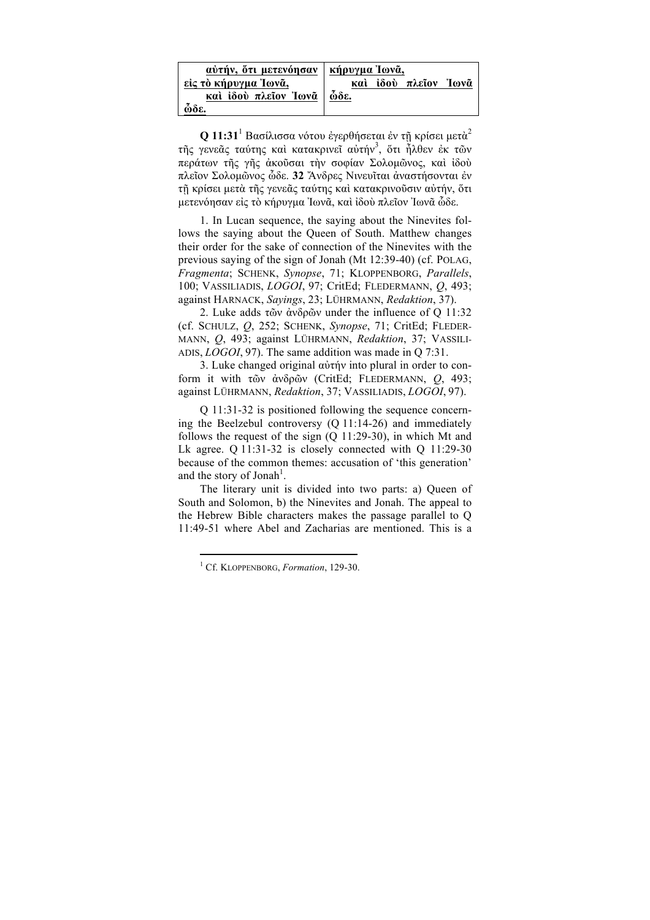| **αὐτήν, ὅτι μετενόησαν εἰς τὸ κήρυγμα Ἰωνᾶ, καὶ ἰδοὺ πλεῖον Ἰωνᾶ ὧδε.** | **κήρυγμα Ἰωνᾶ, καὶ ἰδοὺ πλεῖον Ἰωνᾶ ὧδε.** |
|---|---|

**Q 11:31**[1] Βασίλισσα νότου ἐγερθήσεται ἐν τῇ κρίσει μετὰ[2] τῆς γενεᾶς ταύτης καὶ κατακρινεῖ αὐτήν[3], ὅτι ἦλθεν ἐκ τῶν περάτων τῆς γῆς ἀκοῦσαι τὴν σοφίαν Σολομῶνος, καὶ ἰδοὺ πλεῖον Σολομῶνος ὧδε. **32** Ἄνδρες Νινευῖται ἀναστήσονται ἐν τῇ κρίσει μετὰ τῆς γενεᾶς ταύτης καὶ κατακρινοῦσιν αὐτήν, ὅτι μετενόησαν εἰς τὸ κήρυγμα Ἰωνᾶ, καὶ ἰδοὺ πλεῖον Ἰωνᾶ ὧδε.

1. In Lucan sequence, the saying about the Ninevites follows the saying about the Queen of South. Matthew changes their order for the sake of connection of the Ninevites with the previous saying of the sign of Jonah (Mt 12:39-40) (cf. POLAG, *Fragmenta*; SCHENK, *Synopse*, 71; KLOPPENBORG, *Parallels*, 100; VASSILIADIS, *LOGOI*, 97; CritEd; FLEDERMANN, *Q*, 493; against HARNACK, *Sayings*, 23; LÜHRMANN, *Redaktion*, 37).

2. Luke adds τῶν ἀνδρῶν under the influence of Q 11:32 (cf. SCHULZ, *Q*, 252; SCHENK, *Synopse*, 71; CritEd; FLEDERMANN, *Q*, 493; against LÜHRMANN, *Redaktion*, 37; VASSILIADIS, *LOGOI*, 97). The same addition was made in Q 7:31.

3. Luke changed original αὐτήν into plural in order to conform it with τῶν ἀνδρῶν (CritEd; FLEDERMANN, *Q*, 493; against LÜHRMANN, *Redaktion*, 37; VASSILIADIS, *LOGOI*, 97).

Q 11:31-32 is positioned following the sequence concerning the Beelzebul controversy (Q 11:14-26) and immediately follows the request of the sign (Q 11:29-30), in which Mt and Lk agree. Q 11:31-32 is closely connected with Q 11:29-30 because of the common themes: accusation of 'this generation' and the story of Jonah[1].

The literary unit is divided into two parts: a) Queen of South and Solomon, b) the Ninevites and Jonah. The appeal to the Hebrew Bible characters makes the passage parallel to Q 11:49-51 where Abel and Zacharias are mentioned. This is a

[1] Cf. KLOPPENBORG, *Formation*, 129-30.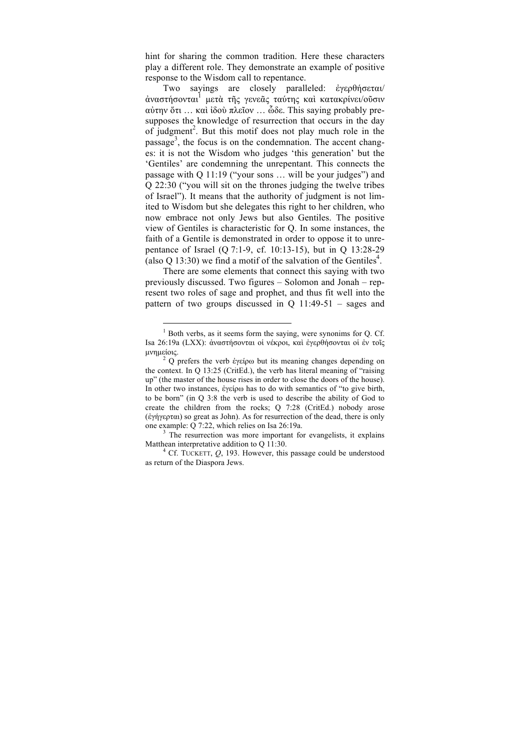hint for sharing the common tradition. Here these characters play a different role. They demonstrate an example of positive response to the Wisdom call to repentance.

Two sayings are closely paralleled: ἐγερθήσεται/ἀναστήσονται[1] μετὰ τῆς γενεᾶς ταύτης καὶ κατακρίνει/οῦσιν αὐτὴν ὅτι … καὶ ἰδοὺ πλεῖον … ὧδε. This saying probably presupposes the knowledge of resurrection that occurs in the day of judgment[2]. But this motif does not play much role in the passage[3], the focus is on the condemnation. The accent changes: it is not the Wisdom who judges 'this generation' but the 'Gentiles' are condemning the unrepentant. This connects the passage with Q 11:19 ("your sons … will be your judges") and Q 22:30 ("you will sit on the thrones judging the twelve tribes of Israel"). It means that the authority of judgment is not limited to Wisdom but she delegates this right to her children, who now embrace not only Jews but also Gentiles. The positive view of Gentiles is characteristic for Q. In some instances, the faith of a Gentile is demonstrated in order to oppose it to unrepentance of Israel (Q 7:1-9, cf. 10:13-15), but in Q 13:28-29 (also Q 13:30) we find a motif of the salvation of the Gentiles[4].

There are some elements that connect this saying with two previously discussed. Two figures – Solomon and Jonah – represent two roles of sage and prophet, and thus fit well into the pattern of two groups discussed in Q 11:49-51 – sages and

---

[1] Both verbs, as it seems form the saying, were synonims for Q. Cf. Isa 26:19a (LXX): ἀναστήσονται οἱ νέκροι, καὶ ἐγερθήσονται οἱ ἐν τοῖς μνημείοις.

[2] Q prefers the verb ἐγείρω but its meaning changes depending on the context. In Q 13:25 (CritEd.), the verb has literal meaning of "raising up" (the master of the house rises in order to close the doors of the house). In other two instances, ἐγείρω has to do with semantics of "to give birth, to be born" (in Q 3:8 the verb is used to describe the ability of God to create the children from the rocks; Q 7:28 (CritEd.) nobody arose (ἐγήγερται) so great as John). As for resurrection of the dead, there is only one example: Q 7:22, which relies on Isa 26:19a.

[3] The resurrection was more important for evangelists, it explains Matthean interpretative addition to Q 11:30.

[4] Cf. TUCKETT, *Q*, 193. However, this passage could be understood as return of the Diaspora Jews.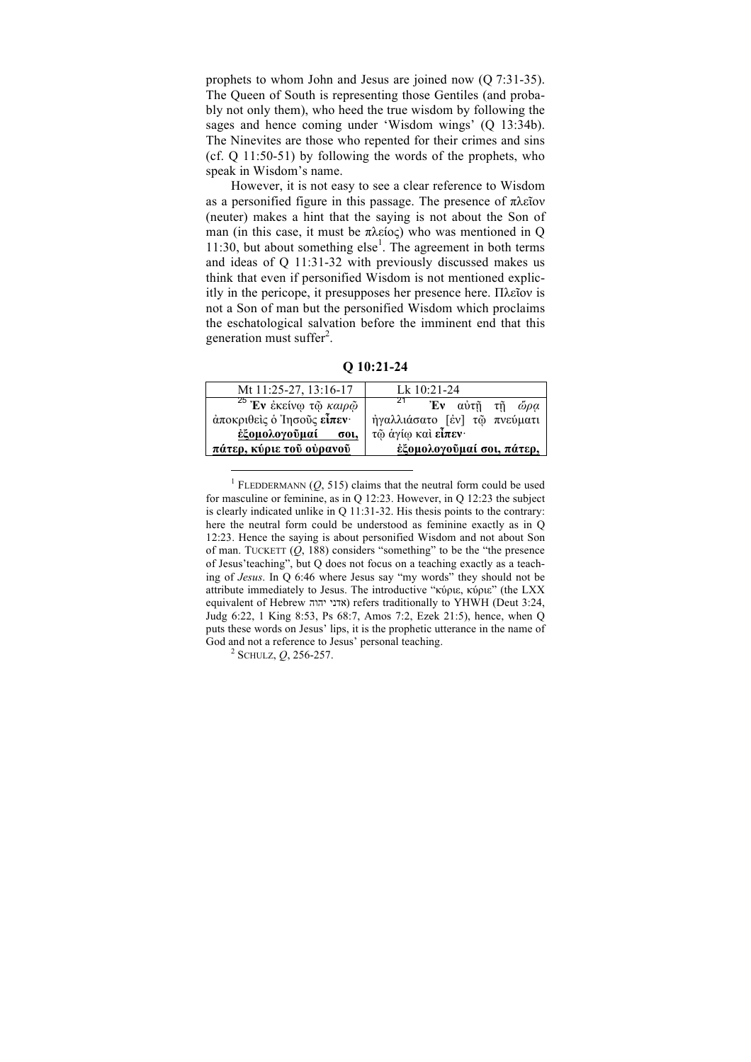prophets to whom John and Jesus are joined now (Q 7:31-35). The Queen of South is representing those Gentiles (and probably not only them), who heed the true wisdom by following the sages and hence coming under 'Wisdom wings' (Q 13:34b). The Ninevites are those who repented for their crimes and sins (cf. Q 11:50-51) by following the words of the prophets, who speak in Wisdom's name.

However, it is not easy to see a clear reference to Wisdom as a personified figure in this passage. The presence of πλεῖον (neuter) makes a hint that the saying is not about the Son of man (in this case, it must be πλείος) who was mentioned in Q 11:30, but about something else[1]. The agreement in both terms and ideas of Q 11:31-32 with previously discussed makes us think that even if personified Wisdom is not mentioned explicitly in the pericope, it presupposes her presence here. Πλεῖον is not a Son of man but the personified Wisdom which proclaims the eschatological salvation before the imminent end that this generation must suffer[2].

**Q 10:21-24**

| Mt 11:25-27, 13:16-17 | Lk 10:21-24 |
|---|---|
| [25] **Ἐν** ἐκείνῳ τῷ *καιρῷ* ἀποκριθεὶς ὁ Ἰησοῦς **εἶπεν·** **<u>ἐξομολογοῦμαί σοι, πάτερ, κύριε τοῦ οὐρανοῦ</u>** | [21] **Ἐν** αὐτῇ τῇ *ὥρᾳ* ἠγαλλιάσατο [ἐν] τῷ πνεύματι τῷ ἁγίῳ καὶ **εἶπεν·** **<u>ἐξομολογοῦμαί σοι, πάτερ,</u>** |

---

[1] FLEDDERMANN (*Q*, 515) claims that the neutral form could be used for masculine or feminine, as in Q 12:23. However, in Q 12:23 the subject is clearly indicated unlike in Q 11:31-32. His thesis points to the contrary: here the neutral form could be understood as feminine exactly as in Q 12:23. Hence the saying is about personified Wisdom and not about Son of man. TUCKETT (*Q*, 188) considers "something" to be the "the presence of Jesus'teaching", but Q does not focus on a teaching exactly as a teaching of *Jesus*. In Q 6:46 where Jesus say "my words" they should not be attribute immediately to Jesus. The introductive "κύριε, κύριε" (the LXX equivalent of Hebrew אדני יהוה) refers traditionally to YHWH (Deut 3:24, Judg 6:22, 1 King 8:53, Ps 68:7, Amos 7:2, Ezek 21:5), hence, when Q puts these words on Jesus' lips, it is the prophetic utterance in the name of God and not a reference to Jesus' personal teaching.

[2] SCHULZ, *Q*, 256-257.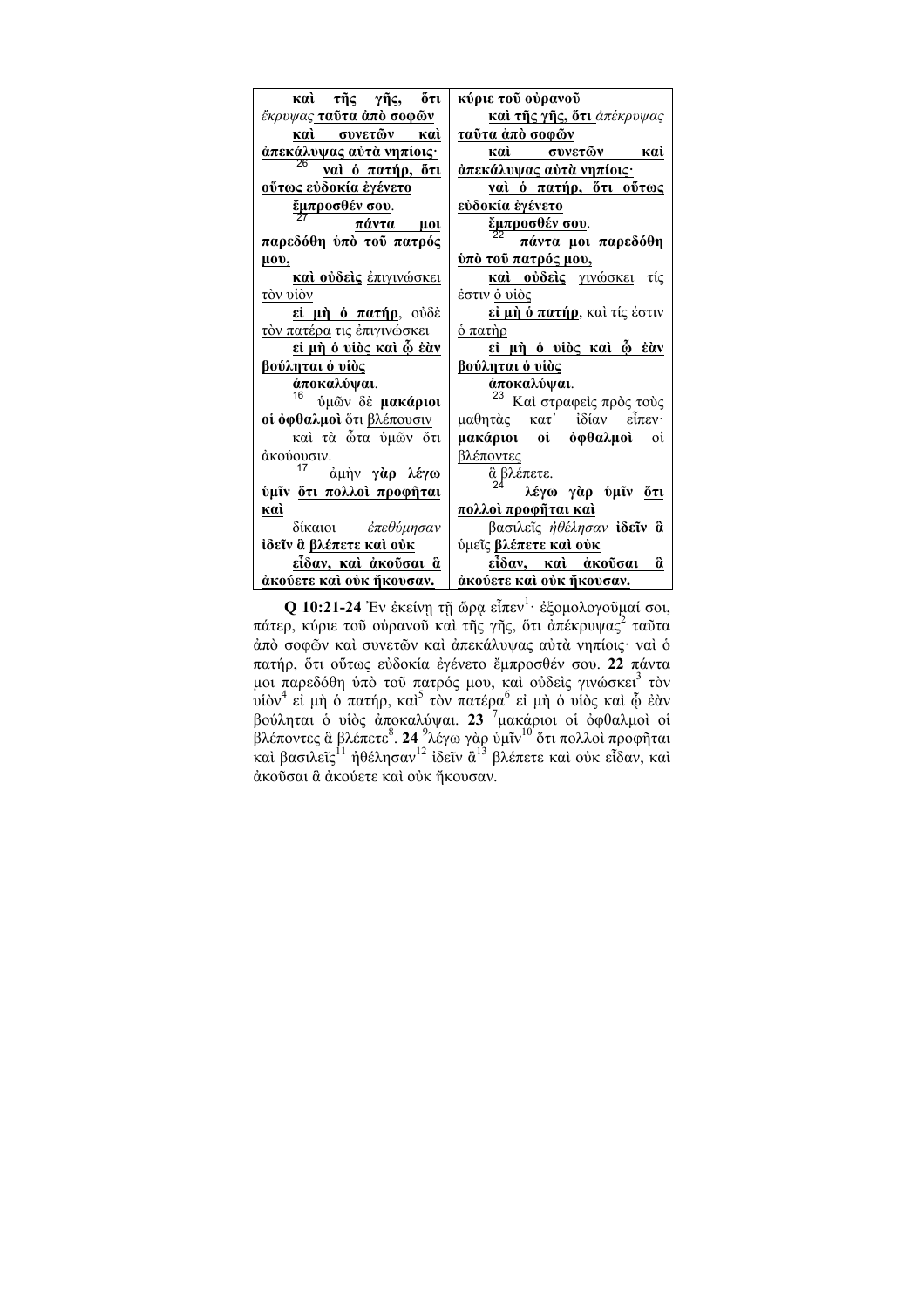| | |
|---|---|
| **καὶ τῆς γῆς, ὅτι** *ἔκρυψας* **ταῦτα ἀπὸ σοφῶν** | **κύριε τοῦ οὐρανοῦ** |
| **καὶ συνετῶν καὶ ἀπεκάλυψας αὐτὰ νηπίοις·** | **καὶ τῆς γῆς, ὅτι** *ἀπέκρυψας* **ταῦτα ἀπὸ σοφῶν** |
| [26] **ναὶ ὁ πατήρ, ὅτι οὕτως εὐδοκία ἐγένετο** | **καὶ συνετῶν καὶ ἀπεκάλυψας αὐτὰ νηπίοις·** |
| **ἔμπροσθέν σου.** | **ναὶ ὁ πατήρ, ὅτι οὕτως εὐδοκία ἐγένετο** |
| [27] **πάντα μοι παρεδόθη ὑπὸ τοῦ πατρός μου,** | **ἔμπροσθέν σου.** |
| **καὶ οὐδεὶς** ἐπιγινώσκει τὸν υἱὸν | [22] **πάντα μοι παρεδόθη ὑπὸ τοῦ πατρός μου,** |
| **εἰ μὴ ὁ πατήρ**, οὐδὲ τὸν πατέρα τις ἐπιγινώσκει | **καὶ οὐδεὶς** γινώσκει τίς ἐστιν ὁ υἱὸς |
| **εἰ μὴ ὁ υἱὸς καὶ ᾧ ἐὰν βούληται ὁ υἱὸς** | **εἰ μὴ ὁ πατήρ**, καὶ τίς ἐστιν ὁ πατὴρ |
| **ἀποκαλύψαι.** | **εἰ μὴ ὁ υἱὸς καὶ ᾧ ἐὰν βούληται ὁ υἱὸς** |
| [16] ὑμῶν δὲ **μακάριοι οἱ ὀφθαλμοὶ** ὅτι βλέπουσιν | **ἀποκαλύψαι.** |
| καὶ τὰ ὦτα ὑμῶν ὅτι ἀκούουσιν. | [23] Καὶ στραφεὶς πρὸς τοὺς μαθητὰς κατ᾽ ἰδίαν εἶπεν· **μακάριοι οἱ ὀφθαλμοὶ** οἱ βλέποντες |
| [17] ἀμὴν **γὰρ λέγω ὑμῖν ὅτι πολλοὶ προφῆται καὶ** | ἃ βλέπετε. |
| δίκαιοι *ἐπεθύμησαν* **ἰδεῖν ἃ βλέπετε καὶ οὐκ** | [24] **λέγω γὰρ ὑμῖν ὅτι πολλοὶ προφῆται καὶ** |
| **εἶδαν, καὶ ἀκοῦσαι ἃ ἀκούετε καὶ οὐκ ἤκουσαν.** | βασιλεῖς *ἠθέλησαν* **ἰδεῖν ἃ** ὑμεῖς **βλέπετε καὶ οὐκ** |
| | **εἶδαν, καὶ ἀκοῦσαι ἃ ἀκούετε καὶ οὐκ ἤκουσαν.** |

**Q 10:21-24** Ἐν ἐκείνῃ τῇ ὥρᾳ εἶπεν[1]· ἐξομολογοῦμαί σοι, πάτερ, κύριε τοῦ οὐρανοῦ καὶ τῆς γῆς, ὅτι ἀπέκρυψας[2] ταῦτα ἀπὸ σοφῶν καὶ συνετῶν καὶ ἀπεκάλυψας αὐτὰ νηπίοις· ναὶ ὁ πατήρ, ὅτι οὕτως εὐδοκία ἐγένετο ἔμπροσθέν σου. **22** πάντα μοι παρεδόθη ὑπὸ τοῦ πατρός μου, καὶ οὐδεὶς γινώσκει[3] τὸν υἱὸν[4] εἰ μὴ ὁ πατήρ, καὶ[5] τὸν πατέρα[6] εἰ μὴ ὁ υἱὸς καὶ ᾧ ἐὰν βούληται ὁ υἱὸς ἀποκαλύψαι. **23** [7]μακάριοι οἱ ὀφθαλμοὶ οἱ βλέποντες ἃ βλέπετε[8]. **24** [9]λέγω γὰρ ὑμῖν[10] ὅτι πολλοὶ προφῆται καὶ βασιλεῖς[11] ἠθέλησαν[12] ἰδεῖν ἃ[13] βλέπετε καὶ οὐκ εἶδαν, καὶ ἀκοῦσαι ἃ ἀκούετε καὶ οὐκ ἤκουσαν.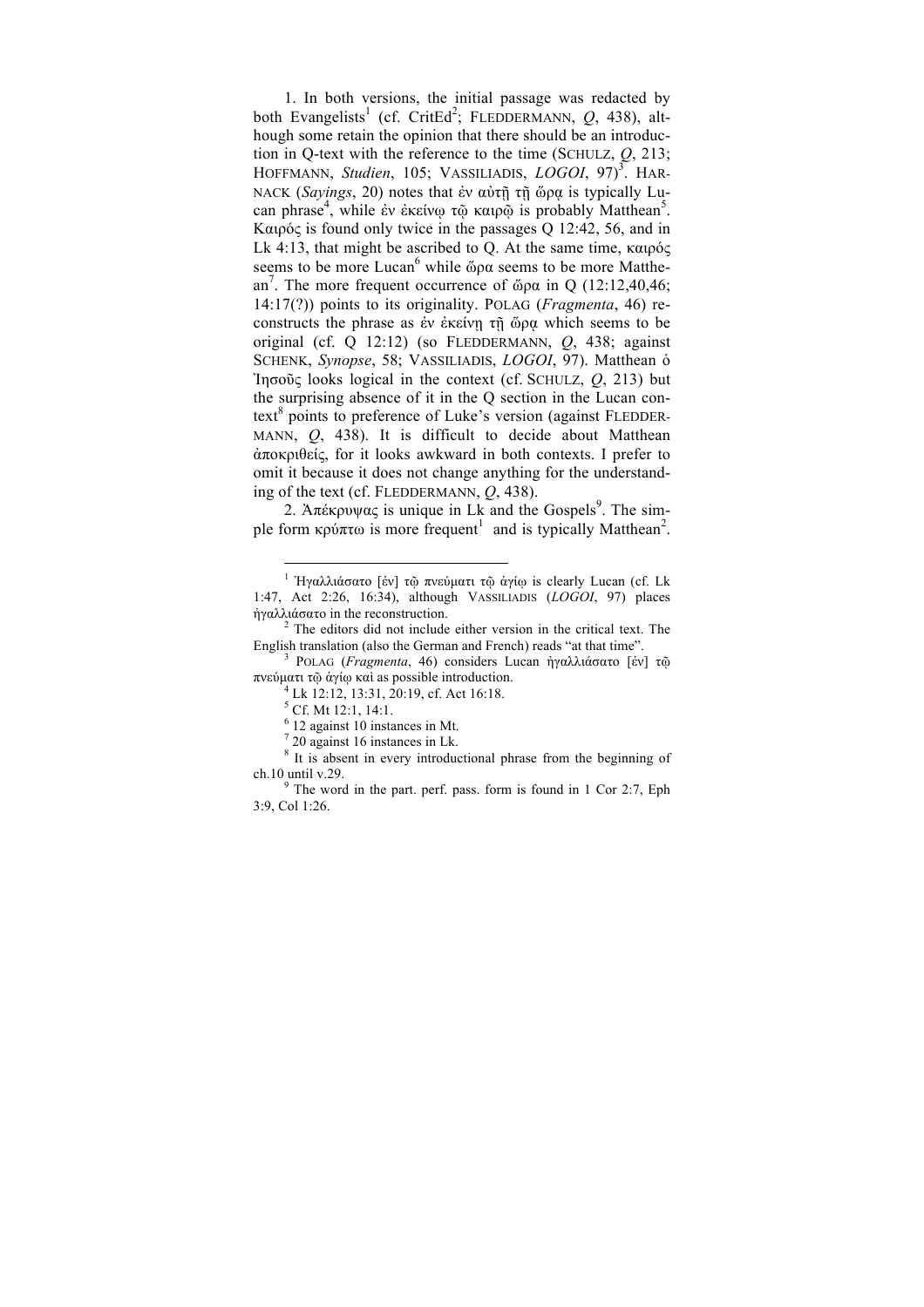1. In both versions, the initial passage was redacted by both Evangelists[1] (cf. CritEd[2]; FLEDDERMANN, *Q*, 438), although some retain the opinion that there should be an introduction in Q-text with the reference to the time (SCHULZ, *Q*, 213; HOFFMANN, *Studien*, 105; VASSILIADIS, *LOGOI*, 97)[3]. HARNACK (*Sayings*, 20) notes that ἐν αὐτῇ τῇ ὥρᾳ is typically Lucan phrase[4], while ἐν ἐκείνῳ τῷ καιρῷ is probably Matthean[5]. Καιρός is found only twice in the passages Q 12:42, 56, and in Lk 4:13, that might be ascribed to Q. At the same time, καιρός seems to be more Lucan[6] while ὥρα seems to be more Matthean[7]. The more frequent occurrence of ὥρα in Q (12:12,40,46; 14:17(?)) points to its originality. POLAG (*Fragmenta*, 46) reconstructs the phrase as ἐν ἐκείνῃ τῇ ὥρᾳ which seems to be original (cf. Q 12:12) (so FLEDDERMANN, *Q*, 438; against SCHENK, *Synopse*, 58; VASSILIADIS, *LOGOI*, 97). Matthean ὁ Ἰησοῦς looks logical in the context (cf. SCHULZ, *Q*, 213) but the surprising absence of it in the Q section in the Lucan context[8] points to preference of Luke's version (against FLEDDERMANN, *Q*, 438). It is difficult to decide about Matthean ἀποκριθείς, for it looks awkward in both contexts. I prefer to omit it because it does not change anything for the understanding of the text (cf. FLEDDERMANN, *Q*, 438).

2. Ἀπέκρυψας is unique in Lk and the Gospels[9]. The simple form κρύπτω is more frequent[1] and is typically Matthean[2].

---

[1] Ἠγαλλιάσατο [ἐν] τῷ πνεύματι τῷ ἁγίῳ is clearly Lucan (cf. Lk 1:47, Act 2:26, 16:34), although VASSILIADIS (*LOGOI*, 97) places ἠγαλλιάσατο in the reconstruction.

[2] The editors did not include either version in the critical text. The English translation (also the German and French) reads "at that time".

[3] POLAG (*Fragmenta*, 46) considers Lucan ἠγαλλιάσατο [ἐν] τῷ πνεύματι τῷ ἁγίῳ καὶ as possible introduction.

[4] Lk 12:12, 13:31, 20:19, cf. Act 16:18.

[5] Cf. Mt 12:1, 14:1.

[6] 12 against 10 instances in Mt.

[7] 20 against 16 instances in Lk.

[8] It is absent in every introductional phrase from the beginning of ch.10 until v.29.

[9] The word in the part. perf. pass. form is found in 1 Cor 2:7, Eph 3:9, Col 1:26.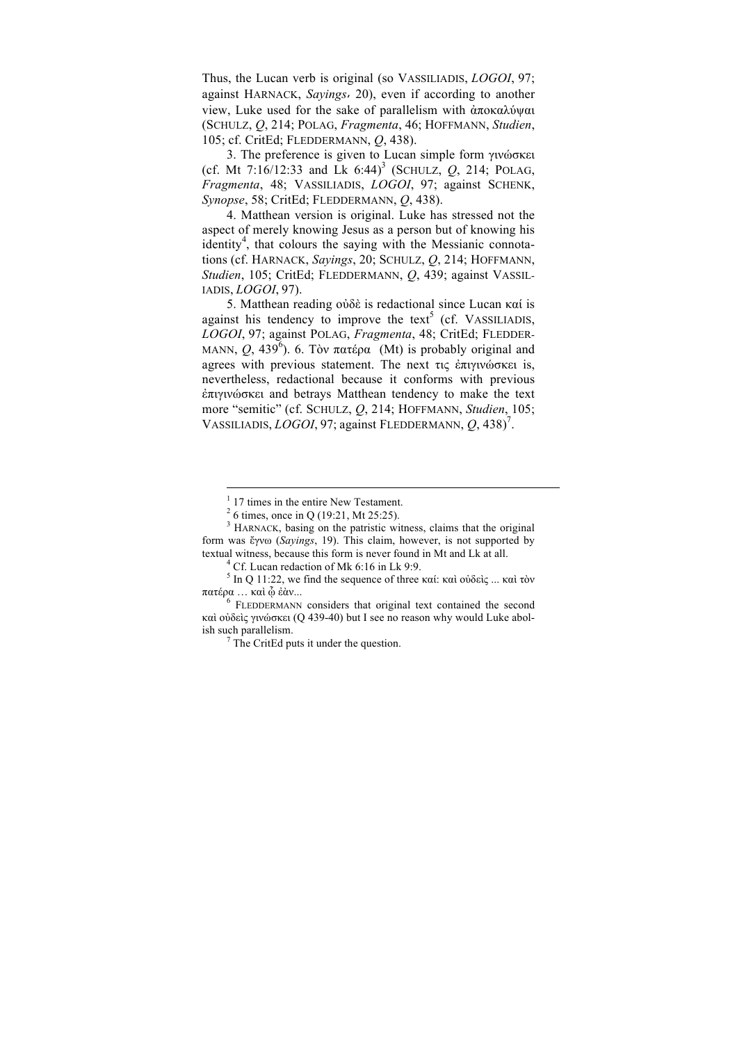Thus, the Lucan verb is original (so VASSILIADIS, *LOGOI*, 97; against HARNACK, *Sayings*, 20), even if according to another view, Luke used for the sake of parallelism with ἀποκαλύψαι (SCHULZ, *Q*, 214; POLAG, *Fragmenta*, 46; HOFFMANN, *Studien*, 105; cf. CritEd; FLEDDERMANN, *Q*, 438).

3. The preference is given to Lucan simple form γινώσκει (cf. Mt 7:16/12:33 and Lk 6:44)[3] (SCHULZ, *Q*, 214; POLAG, *Fragmenta*, 48; VASSILIADIS, *LOGOI*, 97; against SCHENK, *Synopse*, 58; CritEd; FLEDDERMANN, *Q*, 438).

4. Matthean version is original. Luke has stressed not the aspect of merely knowing Jesus as a person but of knowing his identity[4], that colours the saying with the Messianic connotations (cf. HARNACK, *Sayings*, 20; SCHULZ, *Q*, 214; HOFFMANN, *Studien*, 105; CritEd; FLEDDERMANN, *Q*, 439; against VASSILIADIS, *LOGOI*, 97).

5. Matthean reading οὐδὲ is redactional since Lucan καί is against his tendency to improve the text[5] (cf. VASSILIADIS, *LOGOI*, 97; against POLAG, *Fragmenta*, 48; CritEd; FLEDDERMANN, *Q*, 439[6]). 6. Τὸν πατέρα (Mt) is probably original and agrees with previous statement. The next τις ἐπιγινώσκει is, nevertheless, redactional because it conforms with previous ἐπιγινώσκει and betrays Matthean tendency to make the text more "semitic" (cf. SCHULZ, *Q*, 214; HOFFMANN, *Studien*, 105; VASSILIADIS, *LOGOI*, 97; against FLEDDERMANN, *Q*, 438)[7].

---

[1] 17 times in the entire New Testament.

[2] 6 times, once in Q (19:21, Mt 25:25).

[3] HARNACK, basing on the patristic witness, claims that the original form was ἔγνω (*Sayings*, 19). This claim, however, is not supported by textual witness, because this form is never found in Mt and Lk at all.

[4] Cf. Lucan redaction of Mk 6:16 in Lk 9:9.

[5] In Q 11:22, we find the sequence of three καί: καὶ οὐδεὶς ... καὶ τὸν πατέρα … καὶ ᾧ ἐὰν...

[6] FLEDDERMANN considers that original text contained the second καὶ οὐδεὶς γινώσκει (Q 439-40) but I see no reason why would Luke abolish such parallelism.

[7] The CritEd puts it under the question.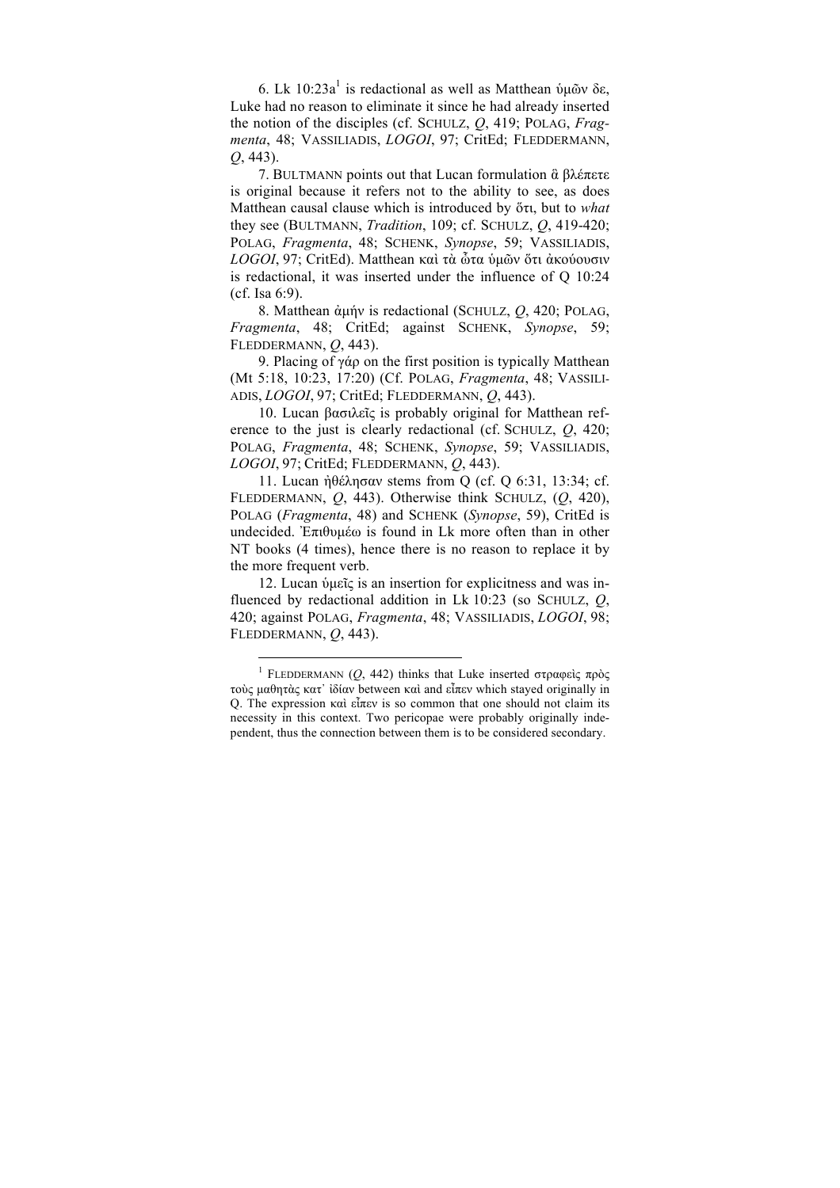6. Lk 10:23a[1] is redactional as well as Matthean ὑμῶν δε, Luke had no reason to eliminate it since he had already inserted the notion of the disciples (cf. SCHULZ, *Q*, 419; POLAG, *Fragmenta*, 48; VASSILIADIS, *LOGOI*, 97; CritEd; FLEDDERMANN, *Q*, 443).

7. BULTMANN points out that Lucan formulation ἃ βλέπετε is original because it refers not to the ability to see, as does Matthean causal clause which is introduced by ὅτι, but to *what* they see (BULTMANN, *Tradition*, 109; cf. SCHULZ, *Q*, 419-420; POLAG, *Fragmenta*, 48; SCHENK, *Synopse*, 59; VASSILIADIS, *LOGOI*, 97; CritEd). Matthean καὶ τὰ ὦτα ὑμῶν ὅτι ἀκούουσιν is redactional, it was inserted under the influence of Q 10:24 (cf. Isa 6:9).

8. Matthean ἀμήν is redactional (SCHULZ, *Q*, 420; POLAG, *Fragmenta*, 48; CritEd; against SCHENK, *Synopse*, 59; FLEDDERMANN, *Q*, 443).

9. Placing of γάρ on the first position is typically Matthean (Mt 5:18, 10:23, 17:20) (Cf. POLAG, *Fragmenta*, 48; VASSILIADIS, *LOGOI*, 97; CritEd; FLEDDERMANN, *Q*, 443).

10. Lucan βασιλεῖς is probably original for Matthean reference to the just is clearly redactional (cf. SCHULZ, *Q*, 420; POLAG, *Fragmenta*, 48; SCHENK, *Synopse*, 59; VASSILIADIS, *LOGOI*, 97; CritEd; FLEDDERMANN, *Q*, 443).

11. Lucan ἠθέλησαν stems from Q (cf. Q 6:31, 13:34; cf. FLEDDERMANN, *Q*, 443). Otherwise think SCHULZ, (*Q*, 420), POLAG (*Fragmenta*, 48) and SCHENK (*Synopse*, 59), CritEd is undecided. Ἐπιθυμέω is found in Lk more often than in other NT books (4 times), hence there is no reason to replace it by the more frequent verb.

12. Lucan ὑμεῖς is an insertion for explicitness and was influenced by redactional addition in Lk 10:23 (so SCHULZ, *Q*, 420; against POLAG, *Fragmenta*, 48; VASSILIADIS, *LOGOI*, 98; FLEDDERMANN, *Q*, 443).

---

[1] FLEDDERMANN (*Q*, 442) thinks that Luke inserted στραφεὶς πρὸς τοὺς μαθητὰς κατ᾽ ἰδίαν between καὶ and εἶπεν which stayed originally in Q. The expression καὶ εἶπεν is so common that one should not claim its necessity in this context. Two pericopae were probably originally independent, thus the connection between them is to be considered secondary.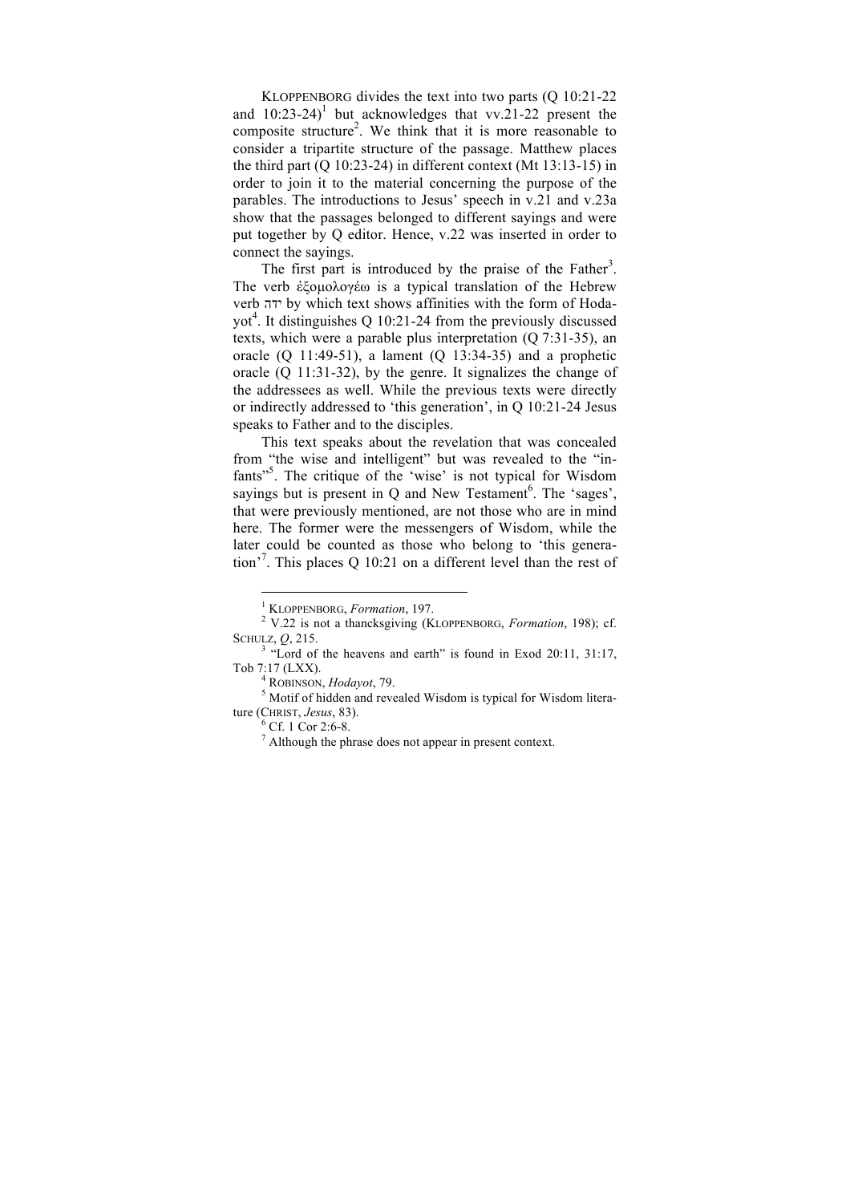KLOPPENBORG divides the text into two parts (Q 10:21-22 and 10:23-24)[1] but acknowledges that vv.21-22 present the composite structure[2]. We think that it is more reasonable to consider a tripartite structure of the passage. Matthew places the third part (Q 10:23-24) in different context (Mt 13:13-15) in order to join it to the material concerning the purpose of the parables. The introductions to Jesus' speech in v.21 and v.23a show that the passages belonged to different sayings and were put together by Q editor. Hence, v.22 was inserted in order to connect the sayings.

The first part is introduced by the praise of the Father[3]. The verb ἐξομολογέω is a typical translation of the Hebrew verb ידה by which text shows affinities with the form of Hodayot[4]. It distinguishes Q 10:21-24 from the previously discussed texts, which were a parable plus interpretation (Q 7:31-35), an oracle (Q 11:49-51), a lament (Q 13:34-35) and a prophetic oracle (Q 11:31-32), by the genre. It signalizes the change of the addressees as well. While the previous texts were directly or indirectly addressed to 'this generation', in Q 10:21-24 Jesus speaks to Father and to the disciples.

This text speaks about the revelation that was concealed from "the wise and intelligent" but was revealed to the "infants"[5]. The critique of the 'wise' is not typical for Wisdom sayings but is present in Q and New Testament[6]. The 'sages', that were previously mentioned, are not those who are in mind here. The former were the messengers of Wisdom, while the later could be counted as those who belong to 'this generation'[7]. This places Q 10:21 on a different level than the rest of

---

[1] KLOPPENBORG, *Formation*, 197.

[2] V.22 is not a thancksgiving (KLOPPENBORG, *Formation*, 198); cf. SCHULZ, *Q*, 215.

[3] "Lord of the heavens and earth" is found in Exod 20:11, 31:17, Tob 7:17 (LXX).

[4] ROBINSON, *Hodayot*, 79.

[5] Motif of hidden and revealed Wisdom is typical for Wisdom literature (CHRIST, *Jesus*, 83).

[6] Cf. 1 Cor 2:6-8.

[7] Although the phrase does not appear in present context.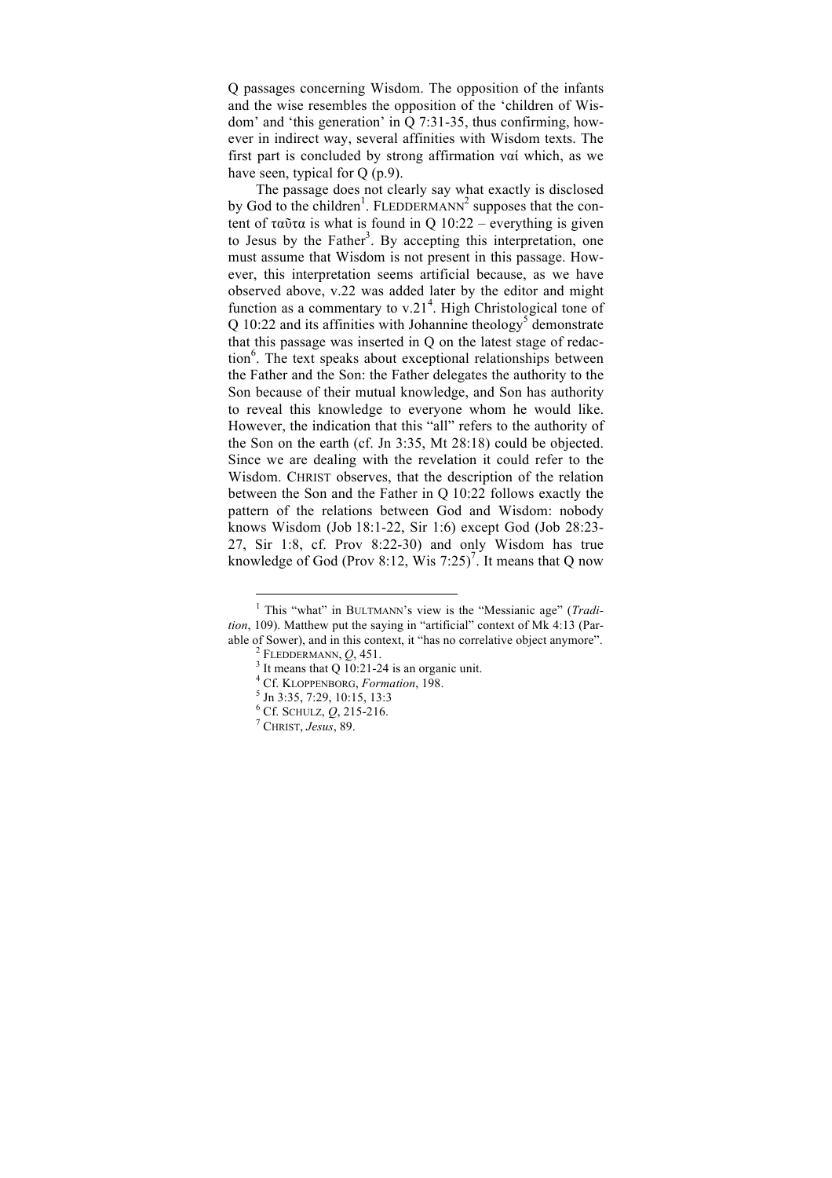Q passages concerning Wisdom. The opposition of the infants and the wise resembles the opposition of the 'children of Wisdom' and 'this generation' in Q 7:31-35, thus confirming, however in indirect way, several affinities with Wisdom texts. The first part is concluded by strong affirmation ναί which, as we have seen, typical for Q (p.9).

The passage does not clearly say what exactly is disclosed by God to the children[1]. FLEDDERMANN[2] supposes that the content of ταῦτα is what is found in Q 10:22 – everything is given to Jesus by the Father[3]. By accepting this interpretation, one must assume that Wisdom is not present in this passage. However, this interpretation seems artificial because, as we have observed above, v.22 was added later by the editor and might function as a commentary to v.21[4]. High Christological tone of Q 10:22 and its affinities with Johannine theology[5] demonstrate that this passage was inserted in Q on the latest stage of redaction[6]. The text speaks about exceptional relationships between the Father and the Son: the Father delegates the authority to the Son because of their mutual knowledge, and Son has authority to reveal this knowledge to everyone whom he would like. However, the indication that this "all" refers to the authority of the Son on the earth (cf. Jn 3:35, Mt 28:18) could be objected. Since we are dealing with the revelation it could refer to the Wisdom. CHRIST observes, that the description of the relation between the Son and the Father in Q 10:22 follows exactly the pattern of the relations between God and Wisdom: nobody knows Wisdom (Job 18:1-22, Sir 1:6) except God (Job 28:23-27, Sir 1:8, cf. Prov 8:22-30) and only Wisdom has true knowledge of God (Prov 8:12, Wis 7:25)[7]. It means that Q now

---

[1] This "what" in BULTMANN's view is the "Messianic age" (*Tradition*, 109). Matthew put the saying in "artificial" context of Mk 4:13 (Parable of Sower), and in this context, it "has no correlative object anymore".

[2] FLEDDERMANN, *Q*, 451.

[3] It means that Q 10:21-24 is an organic unit.

[4] Cf. KLOPPENBORG, *Formation*, 198.

[5] Jn 3:35, 7:29, 10:15, 13:3

[6] Cf. SCHULZ, *Q*, 215-216.

[7] CHRIST, *Jesus*, 89.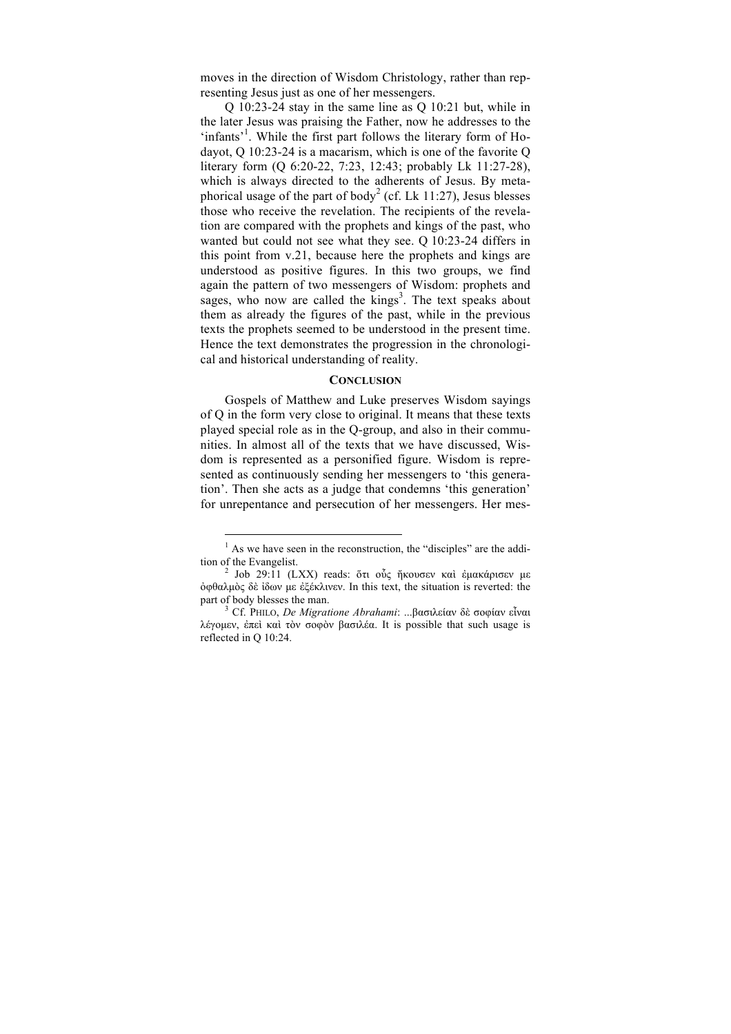moves in the direction of Wisdom Christology, rather than representing Jesus just as one of her messengers.

Q 10:23-24 stay in the same line as Q 10:21 but, while in the later Jesus was praising the Father, now he addresses to the 'infants'[1]. While the first part follows the literary form of Hodayot, Q 10:23-24 is a macarism, which is one of the favorite Q literary form (Q 6:20-22, 7:23, 12:43; probably Lk 11:27-28), which is always directed to the adherents of Jesus. By metaphorical usage of the part of body[2] (cf. Lk 11:27), Jesus blesses those who receive the revelation. The recipients of the revelation are compared with the prophets and kings of the past, who wanted but could not see what they see. Q 10:23-24 differs in this point from v.21, because here the prophets and kings are understood as positive figures. In this two groups, we find again the pattern of two messengers of Wisdom: prophets and sages, who now are called the kings[3]. The text speaks about them as already the figures of the past, while in the previous texts the prophets seemed to be understood in the present time. Hence the text demonstrates the progression in the chronological and historical understanding of reality.

## CONCLUSION

Gospels of Matthew and Luke preserves Wisdom sayings of Q in the form very close to original. It means that these texts played special role as in the Q-group, and also in their communities. In almost all of the texts that we have discussed, Wisdom is represented as a personified figure. Wisdom is represented as continuously sending her messengers to 'this generation'. Then she acts as a judge that condemns 'this generation' for unrepentance and persecution of her messengers. Her mes-

---

[1] As we have seen in the reconstruction, the "disciples" are the addition of the Evangelist.

[2] Job 29:11 (LXX) reads: ὅτι οὖς ἤκουσεν καὶ ἐμακάρισεν με ὀφθαλμὸς δὲ ἰδων με ἐξέκλινεν. In this text, the situation is reverted: the part of body blesses the man.

[3] Cf. PHILO, *De Migratione Abrahami*: ...βασιλείαν δὲ σοφίαν εἶναι λέγομεν, ἐπεὶ καὶ τὸν σοφὸν βασιλέα. It is possible that such usage is reflected in Q 10:24.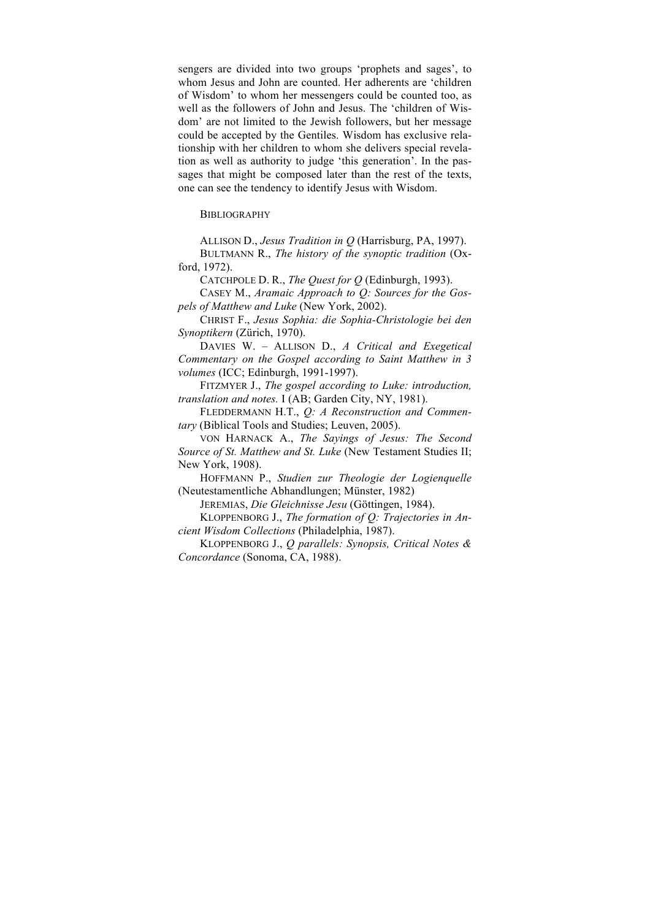sengers are divided into two groups 'prophets and sages', to whom Jesus and John are counted. Her adherents are 'children of Wisdom' to whom her messengers could be counted too, as well as the followers of John and Jesus. The 'children of Wisdom' are not limited to the Jewish followers, but her message could be accepted by the Gentiles. Wisdom has exclusive relationship with her children to whom she delivers special revelation as well as authority to judge 'this generation'. In the passages that might be composed later than the rest of the texts, one can see the tendency to identify Jesus with Wisdom.

## BIBLIOGRAPHY

ALLISON D., *Jesus Tradition in Q* (Harrisburg, PA, 1997).

BULTMANN R., *The history of the synoptic tradition* (Oxford, 1972).

CATCHPOLE D. R., *The Quest for Q* (Edinburgh, 1993).

CASEY M., *Aramaic Approach to Q: Sources for the Gospels of Matthew and Luke* (New York, 2002).

CHRIST F., *Jesus Sophia: die Sophia-Christologie bei den Synoptikern* (Zürich, 1970).

DAVIES W. – ALLISON D., *A Critical and Exegetical Commentary on the Gospel according to Saint Matthew in 3 volumes* (ICC; Edinburgh, 1991-1997).

FITZMYER J., *The gospel according to Luke: introduction, translation and notes.* I (AB; Garden City, NY, 1981).

FLEDDERMANN H.T., *Q: A Reconstruction and Commentary* (Biblical Tools and Studies; Leuven, 2005).

VON HARNACK A., *The Sayings of Jesus: The Second Source of St. Matthew and St. Luke* (New Testament Studies II; New York, 1908).

HOFFMANN P., *Studien zur Theologie der Logienquelle* (Neutestamentliche Abhandlungen; Münster, 1982)

JEREMIAS, *Die Gleichnisse Jesu* (Göttingen, 1984).

KLOPPENBORG J., *The formation of Q: Trajectories in Ancient Wisdom Collections* (Philadelphia, 1987).

KLOPPENBORG J., *Q parallels: Synopsis, Critical Notes & Concordance* (Sonoma, CA, 1988).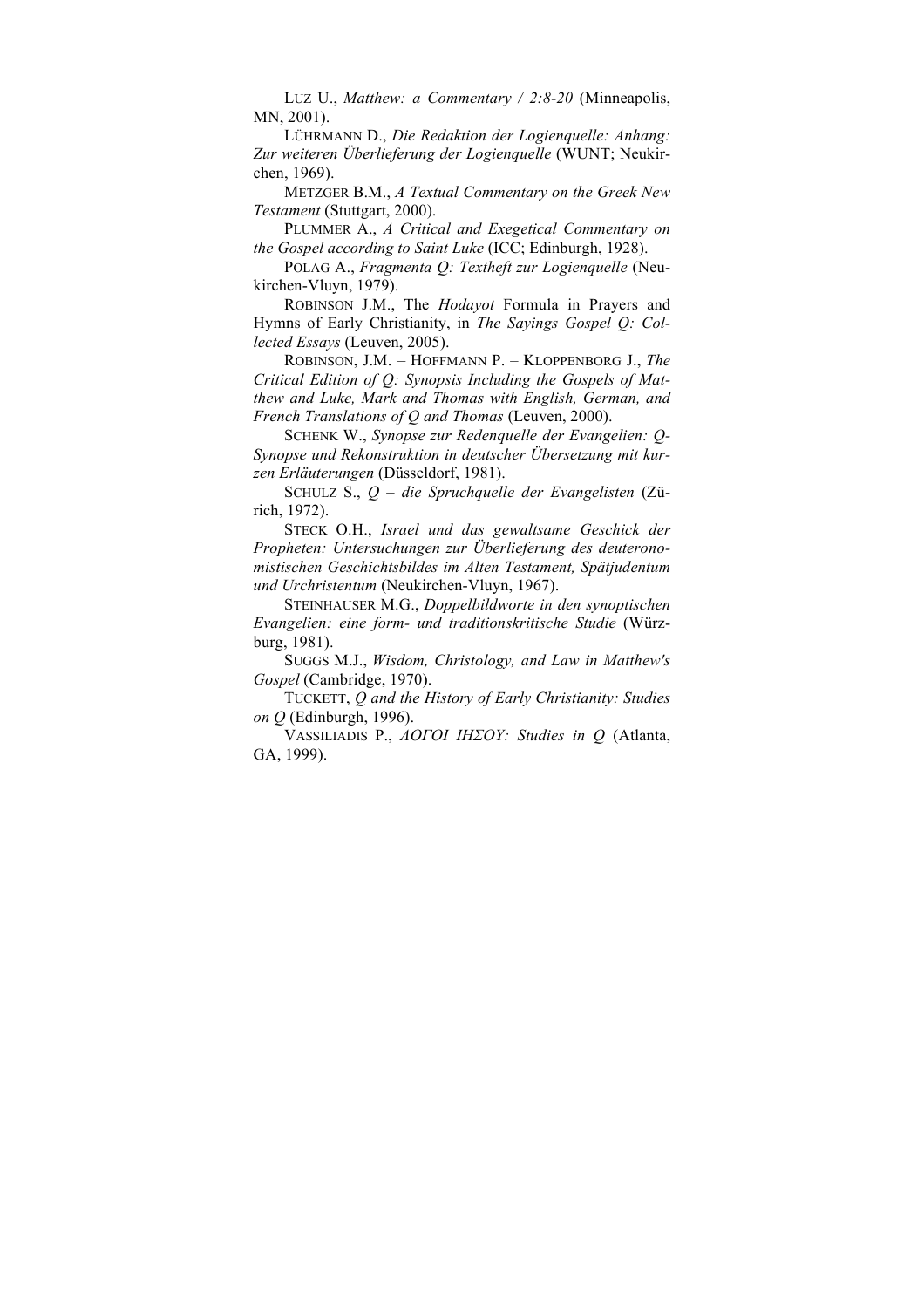LUZ U., *Matthew: a Commentary / 2:8-20* (Minneapolis, MN, 2001).

LÜHRMANN D., *Die Redaktion der Logienquelle: Anhang: Zur weiteren Überlieferung der Logienquelle* (WUNT; Neukirchen, 1969).

METZGER B.M., *A Textual Commentary on the Greek New Testament* (Stuttgart, 2000).

PLUMMER A., *A Critical and Exegetical Commentary on the Gospel according to Saint Luke* (ICC; Edinburgh, 1928).

POLAG A., *Fragmenta Q: Textheft zur Logienquelle* (Neukirchen-Vluyn, 1979).

ROBINSON J.M., The *Hodayot* Formula in Prayers and Hymns of Early Christianity, in *The Sayings Gospel Q: Collected Essays* (Leuven, 2005).

ROBINSON, J.M. – HOFFMANN P. – KLOPPENBORG J., *The Critical Edition of Q: Synopsis Including the Gospels of Matthew and Luke, Mark and Thomas with English, German, and French Translations of Q and Thomas* (Leuven, 2000).

SCHENK W., *Synopse zur Redenquelle der Evangelien: Q-Synopse und Rekonstruktion in deutscher Übersetzung mit kurzen Erläuterungen* (Düsseldorf, 1981).

SCHULZ S., *Q – die Spruchquelle der Evangelisten* (Zürich, 1972).

STECK O.H., *Israel und das gewaltsame Geschick der Propheten: Untersuchungen zur Überlieferung des deuteronomistischen Geschichtsbildes im Alten Testament, Spätjudentum und Urchristentum* (Neukirchen-Vluyn, 1967).

STEINHAUSER M.G., *Doppelbildworte in den synoptischen Evangelien: eine form- und traditionskritische Studie* (Würzburg, 1981).

SUGGS M.J., *Wisdom, Christology, and Law in Matthew's Gospel* (Cambridge, 1970).

TUCKETT, *Q and the History of Early Christianity: Studies on Q* (Edinburgh, 1996).

VASSILIADIS P., *ΛΟΓΟΙ ΙΗΣΟΥ: Studies in Q* (Atlanta, GA, 1999).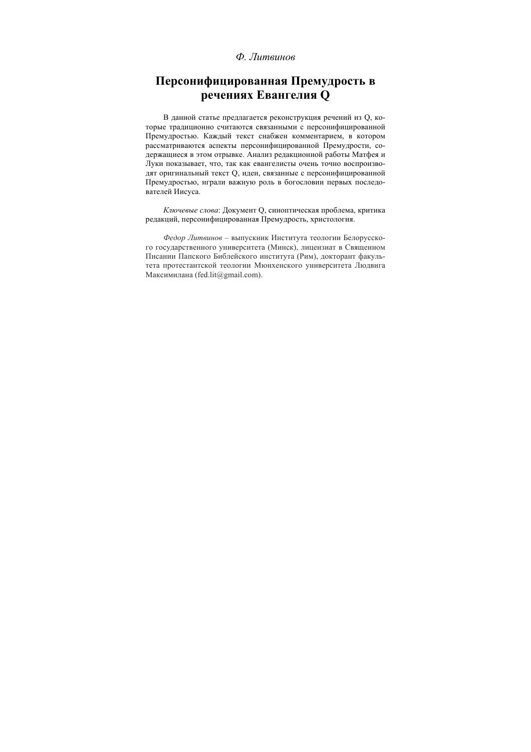*Ф. Литвинов*

# Персонифицированная Премудрость в речениях Евангелия Q

В данной статье предлагается реконструкция речений из Q, которые традиционно считаются связанными с персонифицированной Премудростью. Каждый текст снабжен комментарием, в котором рассматриваются аспекты персонифицированной Премудрости, содержащиеся в этом отрывке. Анализ редакционной работы Матфея и Луки показывает, что, так как евангелисты очень точно воспроизводят оригинальный текст Q, идеи, связанные с персонифицированной Премудростью, играли важную роль в богословии первых последователей Иисуса.

*Ключевые слова*: Документ Q, синоптическая проблема, критика редакций, персонифицированная Премудрость, христология.

*Федор Литвинов* – выпускник Института теологии Белорусского государственного университета (Минск), лицензиат в Священном Писании Папского Библейского института (Рим), докторант факультета протестантской теологии Мюнхенского университета Людвига Максимилана (fed.lit@gmail.com).